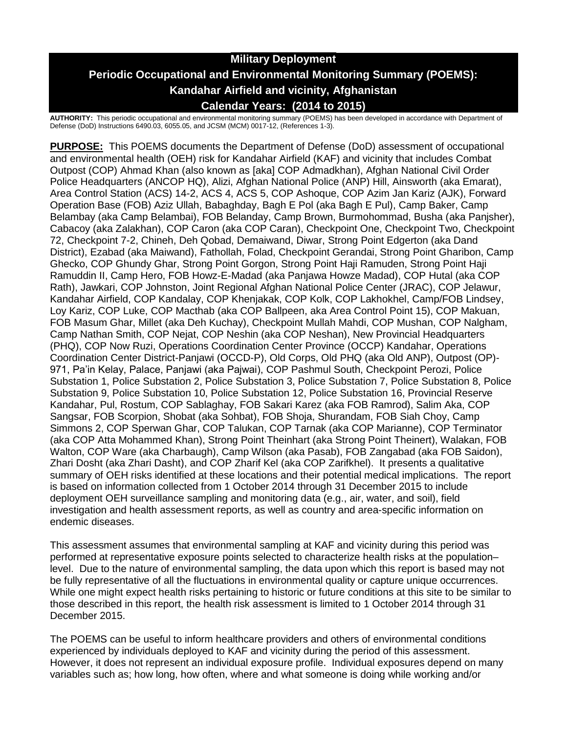**Military Deployment**

**Periodic Occupational and Environmental Monitoring Summary (POEMS): Kandahar Airfield and vicinity, Afghanistan**

**Calendar Years: (2014 to 2015)**

**AUTHORITY:** This periodic occupational and environmental monitoring summary (POEMS) has been developed in accordance with Department of Defense (DoD) Instructions 6490.03, 6055.05, and JCSM (MCM) 0017-12, (References 1-3).

**PURPOSE:** This POEMS documents the Department of Defense (DoD) assessment of occupational and environmental health (OEH) risk for Kandahar Airfield (KAF) and vicinity that includes Combat Outpost (COP) Ahmad Khan (also known as [aka] COP Admadkhan), Afghan National Civil Order Police Headquarters (ANCOP HQ), Alizi, Afghan National Police (ANP) Hill, Ainsworth (aka Emarat), Area Control Station (ACS) 14-2, ACS 4, ACS 5, COP Ashoque, COP Azim Jan Kariz (AJK), Forward Operation Base (FOB) Aziz Ullah, Babaghday, Bagh E Pol (aka Bagh E Pul), Camp Baker, Camp Belambay (aka Camp Belambai), FOB Belanday, Camp Brown, Burmohommad, Busha (aka Panjsher), Cabacoy (aka Zalakhan), COP Caron (aka COP Caran), Checkpoint One, Checkpoint Two, Checkpoint 72, Checkpoint 7-2, Chineh, Deh Qobad, Demaiwand, Diwar, Strong Point Edgerton (aka Dand District), Ezabad (aka Maiwand), Fathollah, Folad, Checkpoint Gerandai, Strong Point Gharibon, Camp Ghecko, COP Ghundy Ghar, Strong Point Gorgon, Strong Point Haji Ramuden, Strong Point Haji Ramuddin II, Camp Hero, FOB Howz-E-Madad (aka Panjawa Howze Madad), COP Hutal (aka COP Rath), Jawkari, COP Johnston, Joint Regional Afghan National Police Center (JRAC), COP Jelawur, Kandahar Airfield, COP Kandalay, COP Khenjakak, COP Kolk, COP Lakhokhel, Camp/FOB Lindsey, Loy Kariz, COP Luke, COP Macthab (aka COP Ballpeen, aka Area Control Point 15), COP Makuan, FOB Masum Ghar, Millet (aka Deh Kuchay), Checkpoint Mullah Mahdi, COP Mushan, COP Nalgham, Camp Nathan Smith, COP Nejat, COP Neshin (aka COP Neshan), New Provincial Headquarters (PHQ), COP Now Ruzi, Operations Coordination Center Province (OCCP) Kandahar, Operations Coordination Center District-Panjawi (OCCD-P), Old Corps, Old PHQ (aka Old ANP), Outpost (OP)-971, Pa'in Kelay, Palace, Panjawi (aka Pajwai), COP Pashmul South, Checkpoint Perozi, Police Substation 1, Police Substation 2, Police Substation 3, Police Substation 7, Police Substation 8, Police Substation 9, Police Substation 10, Police Substation 12, Police Substation 16, Provincial Reserve Kandahar, Pul, Rostum, COP Sablaghay, FOB Sakari Karez (aka FOB Ramrod), Salim Aka, COP Sangsar, FOB Scorpion, Shobat (aka Sohbat), FOB Shoja, Shurandam, FOB Siah Choy, Camp Simmons 2, COP Sperwan Ghar, COP Talukan, COP Tarnak (aka COP Marianne), COP Terminator (aka COP Atta Mohammed Khan), Strong Point Theinhart (aka Strong Point Theinert), Walakan, FOB Walton, COP Ware (aka Charbaugh), Camp Wilson (aka Pasab), FOB Zangabad (aka FOB Saidon), Zhari Dosht (aka Zhari Dasht), and COP Zharif Kel (aka COP Zarifkhel). It presents a qualitative summary of OEH risks identified at these locations and their potential medical implications. The report is based on information collected from 1 October 2014 through 31 December 2015 to include deployment OEH surveillance sampling and monitoring data (e.g., air, water, and soil), field investigation and health assessment reports, as well as country and area-specific information on endemic diseases.

This assessment assumes that environmental sampling at KAF and vicinity during this period was performed at representative exposure points selected to characterize health risks at the population–level. Due to the nature of environmental sampling, the data upon which this report is based may not be fully representative of all the fluctuations in environmental quality or capture unique occurrences. While one might expect health risks pertaining to historic or future conditions at this site to be similar to those described in this report, the health risk assessment is limited to 1 October 2014 through 31 December 2015.

The POEMS can be useful to inform healthcare providers and others of environmental conditions experienced by individuals deployed to KAF and vicinity during the period of this assessment. However, it does not represent an individual exposure profile. Individual exposures depend on many variables such as; how long, how often, where and what someone is doing while working and/or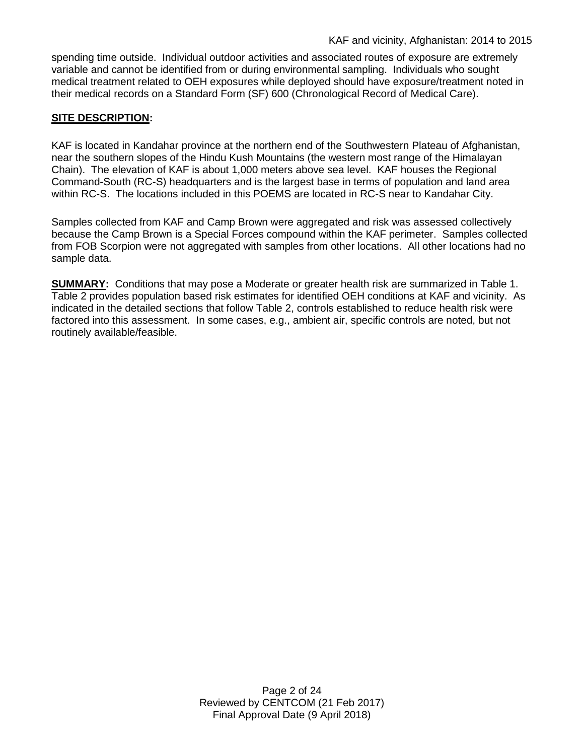spending time outside. Individual outdoor activities and associated routes of exposure are extremely variable and cannot be identified from or during environmental sampling. Individuals who sought medical treatment related to OEH exposures while deployed should have exposure/treatment noted in their medical records on a Standard Form (SF) 600 (Chronological Record of Medical Care).

**SITE DESCRIPTION:**

KAF is located in Kandahar province at the northern end of the Southwestern Plateau of Afghanistan, near the southern slopes of the Hindu Kush Mountains (the western most range of the Himalayan Chain). The elevation of KAF is about 1,000 meters above sea level. KAF houses the Regional Command-South (RC-S) headquarters and is the largest base in terms of population and land area within RC-S. The locations included in this POEMS are located in RC-S near to Kandahar City.

Samples collected from KAF and Camp Brown were aggregated and risk was assessed collectively because the Camp Brown is a Special Forces compound within the KAF perimeter. Samples collected from FOB Scorpion were not aggregated with samples from other locations. All other locations had no sample data.

**SUMMARY:** Conditions that may pose a Moderate or greater health risk are summarized in Table 1. Table 2 provides population based risk estimates for identified OEH conditions at KAF and vicinity. As indicated in the detailed sections that follow Table 2, controls established to reduce health risk were factored into this assessment. In some cases, e.g., ambient air, specific controls are noted, but not routinely available/feasible.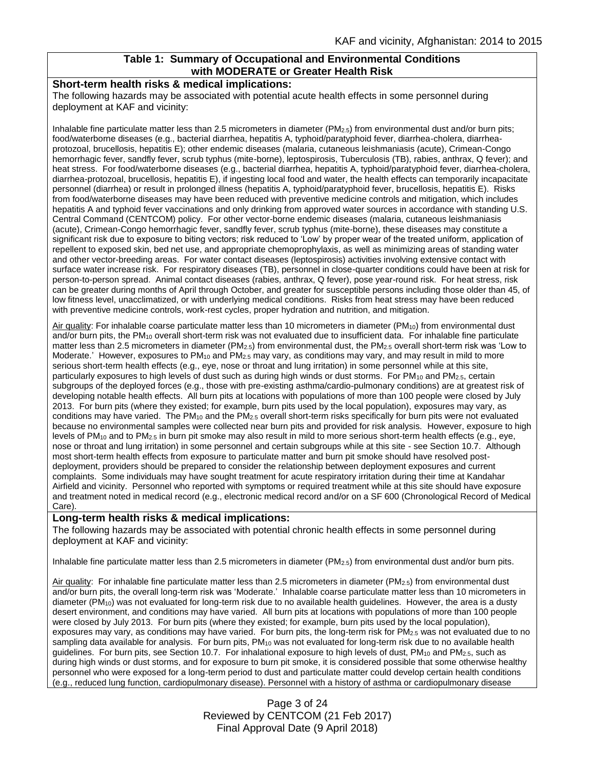**Table 1: Summary of Occupational and Environmental Conditions with MODERATE or Greater Health Risk**

**Short-term health risks & medical implications:**

The following hazards may be associated with potential acute health effects in some personnel during deployment at KAF and vicinity:

Inhalable fine particulate matter less than 2.5 micrometers in diameter ($PM_{2.5}$) from environmental dust and/or burn pits; food/waterborne diseases (e.g., bacterial diarrhea, hepatitis A, typhoid/paratyphoid fever, diarrhea-cholera, diarrhea-protozoal, brucellosis, hepatitis E); other endemic diseases (malaria, cutaneous leishmaniasis (acute), Crimean-Congo hemorrhagic fever, sandfly fever, scrub typhus (mite-borne), leptospirosis, Tuberculosis (TB), rabies, anthrax, Q fever); and heat stress. For food/waterborne diseases (e.g., bacterial diarrhea, hepatitis A, typhoid/paratyphoid fever, diarrhea-cholera, diarrhea-protozoal, brucellosis, hepatitis E), if ingesting local food and water, the health effects can temporarily incapacitate personnel (diarrhea) or result in prolonged illness (hepatitis A, typhoid/paratyphoid fever, brucellosis, hepatitis E). Risks from food/waterborne diseases may have been reduced with preventive medicine controls and mitigation, which includes hepatitis A and typhoid fever vaccinations and only drinking from approved water sources in accordance with standing U.S. Central Command (CENTCOM) policy. For other vector-borne endemic diseases (malaria, cutaneous leishmaniasis (acute), Crimean-Congo hemorrhagic fever, sandfly fever, scrub typhus (mite-borne), these diseases may constitute a significant risk due to exposure to biting vectors; risk reduced to 'Low' by proper wear of the treated uniform, application of repellent to exposed skin, bed net use, and appropriate chemoprophylaxis, as well as minimizing areas of standing water and other vector-breeding areas. For water contact diseases (leptospirosis) activities involving extensive contact with surface water increase risk. For respiratory diseases (TB), personnel in close-quarter conditions could have been at risk for person-to-person spread. Animal contact diseases (rabies, anthrax, Q fever), pose year-round risk. For heat stress, risk can be greater during months of April through October, and greater for susceptible persons including those older than 45, of low fitness level, unacclimatized, or with underlying medical conditions. Risks from heat stress may have been reduced with preventive medicine controls, work-rest cycles, proper hydration and nutrition, and mitigation.

Air quality: For inhalable coarse particulate matter less than 10 micrometers in diameter ($PM_{10}$) from environmental dust and/or burn pits, the $PM_{10}$ overall short-term risk was not evaluated due to insufficient data. For inhalable fine particulate matter less than 2.5 micrometers in diameter ($PM_{2.5}$) from environmental dust, the $PM_{2.5}$ overall short-term risk was 'Low to Moderate.' However, exposures to $PM_{10}$ and $PM_{2.5}$ may vary, as conditions may vary, and may result in mild to more serious short-term health effects (e.g., eye, nose or throat and lung irritation) in some personnel while at this site, particularly exposures to high levels of dust such as during high winds or dust storms. For $PM_{10}$ and $PM_{2.5}$, certain subgroups of the deployed forces (e.g., those with pre-existing asthma/cardio-pulmonary conditions) are at greatest risk of developing notable health effects. All burn pits at locations with populations of more than 100 people were closed by July 2013. For burn pits (where they existed; for example, burn pits used by the local population), exposures may vary, as conditions may have varied. The $PM_{10}$ and the $PM_{2.5}$ overall short-term risks specifically for burn pits were not evaluated because no environmental samples were collected near burn pits and provided for risk analysis. However, exposure to high levels of $PM_{10}$ and to $PM_{2.5}$ in burn pit smoke may also result in mild to more serious short-term health effects (e.g., eye, nose or throat and lung irritation) in some personnel and certain subgroups while at this site - see Section 10.7. Although most short-term health effects from exposure to particulate matter and burn pit smoke should have resolved post-deployment, providers should be prepared to consider the relationship between deployment exposures and current complaints. Some individuals may have sought treatment for acute respiratory irritation during their time at Kandahar Airfield and vicinity. Personnel who reported with symptoms or required treatment while at this site should have exposure and treatment noted in medical record (e.g., electronic medical record and/or on a SF 600 (Chronological Record of Medical Care).

**Long-term health risks & medical implications:**

The following hazards may be associated with potential chronic health effects in some personnel during deployment at KAF and vicinity:

Inhalable fine particulate matter less than 2.5 micrometers in diameter ($PM_{2.5}$) from environmental dust and/or burn pits.

Air quality: For inhalable fine particulate matter less than 2.5 micrometers in diameter ($PM_{2.5}$) from environmental dust and/or burn pits, the overall long-term risk was 'Moderate.' Inhalable coarse particulate matter less than 10 micrometers in diameter ($PM_{10}$) was not evaluated for long-term risk due to no available health guidelines. However, the area is a dusty desert environment, and conditions may have varied. All burn pits at locations with populations of more than 100 people were closed by July 2013. For burn pits (where they existed; for example, burn pits used by the local population), exposures may vary, as conditions may have varied. For burn pits, the long-term risk for $PM_{2.5}$ was not evaluated due to no sampling data available for analysis. For burn pits, $PM_{10}$ was not evaluated for long-term risk due to no available health guidelines. For burn pits, see Section 10.7. For inhalational exposure to high levels of dust, $PM_{10}$ and $PM_{2.5}$, such as during high winds or dust storms, and for exposure to burn pit smoke, it is considered possible that some otherwise healthy personnel who were exposed for a long-term period to dust and particulate matter could develop certain health conditions (e.g., reduced lung function, cardiopulmonary disease). Personnel with a history of asthma or cardiopulmonary disease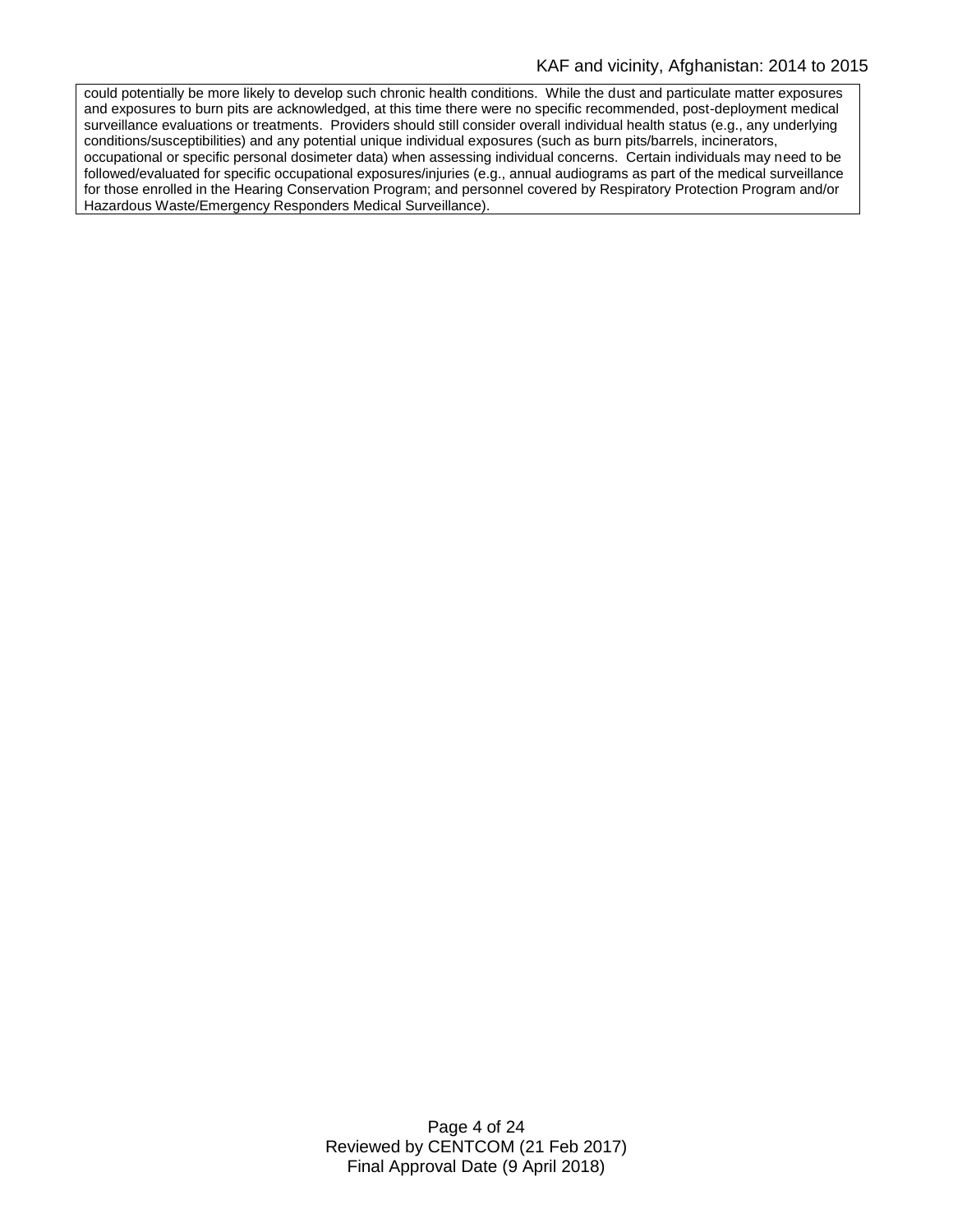could potentially be more likely to develop such chronic health conditions. While the dust and particulate matter exposures and exposures to burn pits are acknowledged, at this time there were no specific recommended, post-deployment medical surveillance evaluations or treatments. Providers should still consider overall individual health status (e.g., any underlying conditions/susceptibilities) and any potential unique individual exposures (such as burn pits/barrels, incinerators, occupational or specific personal dosimeter data) when assessing individual concerns. Certain individuals may need to be followed/evaluated for specific occupational exposures/injuries (e.g., annual audiograms as part of the medical surveillance for those enrolled in the Hearing Conservation Program; and personnel covered by Respiratory Protection Program and/or Hazardous Waste/Emergency Responders Medical Surveillance).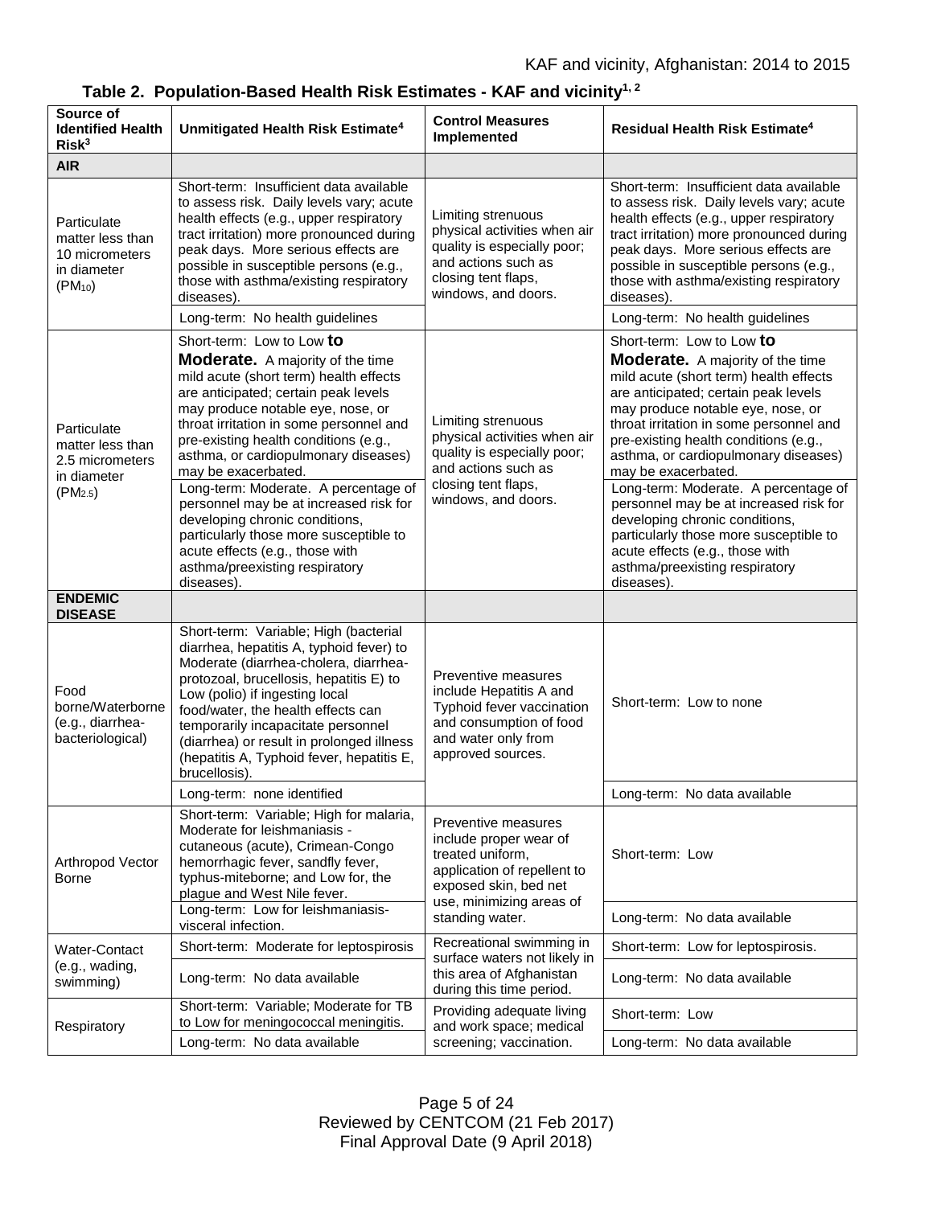**Table 2. Population-Based Health Risk Estimates - KAF and vicinity[1, 2]**

| Source of Identified Health Risk[3] | Unmitigated Health Risk Estimate[4] | Control Measures Implemented | Residual Health Risk Estimate[4] |
|---|---|---|---|
| **AIR** | | | |
| Particulate matter less than 10 micrometers in diameter ($PM_{10}$) | Short-term: Insufficient data available to assess risk. Daily levels vary; acute health effects (e.g., upper respiratory tract irritation) more pronounced during peak days. More serious effects are possible in susceptible persons (e.g., those with asthma/existing respiratory diseases). | Limiting strenuous physical activities when air quality is especially poor; and actions such as closing tent flaps, windows, and doors. | Short-term: Insufficient data available to assess risk. Daily levels vary; acute health effects (e.g., upper respiratory tract irritation) more pronounced during peak days. More serious effects are possible in susceptible persons (e.g., those with asthma/existing respiratory diseases). |
| | Long-term: No health guidelines | | Long-term: No health guidelines |
| Particulate matter less than 2.5 micrometers in diameter ($PM_{2.5}$) | Short-term: Low to Low **to Moderate.** A majority of the time mild acute (short term) health effects are anticipated; certain peak levels may produce notable eye, nose, or throat irritation in some personnel and pre-existing health conditions (e.g., asthma, or cardiopulmonary diseases) may be exacerbated. | Limiting strenuous physical activities when air quality is especially poor; and actions such as closing tent flaps, windows, and doors. | Short-term: Low to Low **to Moderate.** A majority of the time mild acute (short term) health effects are anticipated; certain peak levels may produce notable eye, nose, or throat irritation in some personnel and pre-existing health conditions (e.g., asthma, or cardiopulmonary diseases) may be exacerbated. |
| | Long-term: Moderate. A percentage of personnel may be at increased risk for developing chronic conditions, particularly those more susceptible to acute effects (e.g., those with asthma/preexisting respiratory diseases). | | Long-term: Moderate. A percentage of personnel may be at increased risk for developing chronic conditions, particularly those more susceptible to acute effects (e.g., those with asthma/preexisting respiratory diseases). |
| **ENDEMIC DISEASE** | | | |
| Food borne/Waterborne (e.g., diarrhea-bacteriological) | Short-term: Variable; High (bacterial diarrhea, hepatitis A, typhoid fever) to Moderate (diarrhea-cholera, diarrhea-protozoal, brucellosis, hepatitis E) to Low (polio) if ingesting local food/water, the health effects can temporarily incapacitate personnel (diarrhea) or result in prolonged illness (hepatitis A, Typhoid fever, hepatitis E, brucellosis). | Preventive measures include Hepatitis A and Typhoid fever vaccination and consumption of food and water only from approved sources. | Short-term: Low to none |
| | Long-term: none identified | | Long-term: No data available |
| Arthropod Vector Borne | Short-term: Variable; High for malaria, Moderate for leishmaniasis - cutaneous (acute), Crimean-Congo hemorrhagic fever, sandfly fever, typhus-miteborne; and Low for, the plague and West Nile fever. | Preventive measures include proper wear of treated uniform, application of repellent to exposed skin, bed net use, minimizing areas of standing water. | Short-term: Low |
| | Long-term: Low for leishmaniasis-visceral infection. | | Long-term: No data available |
| Water-Contact (e.g., wading, swimming) | Short-term: Moderate for leptospirosis | Recreational swimming in surface waters not likely in this area of Afghanistan during this time period. | Short-term: Low for leptospirosis. |
| | Long-term: No data available | | Long-term: No data available |
| Respiratory | Short-term: Variable; Moderate for TB to Low for meningococcal meningitis. | Providing adequate living and work space; medical screening; vaccination. | Short-term: Low |
| | Long-term: No data available | | Long-term: No data available |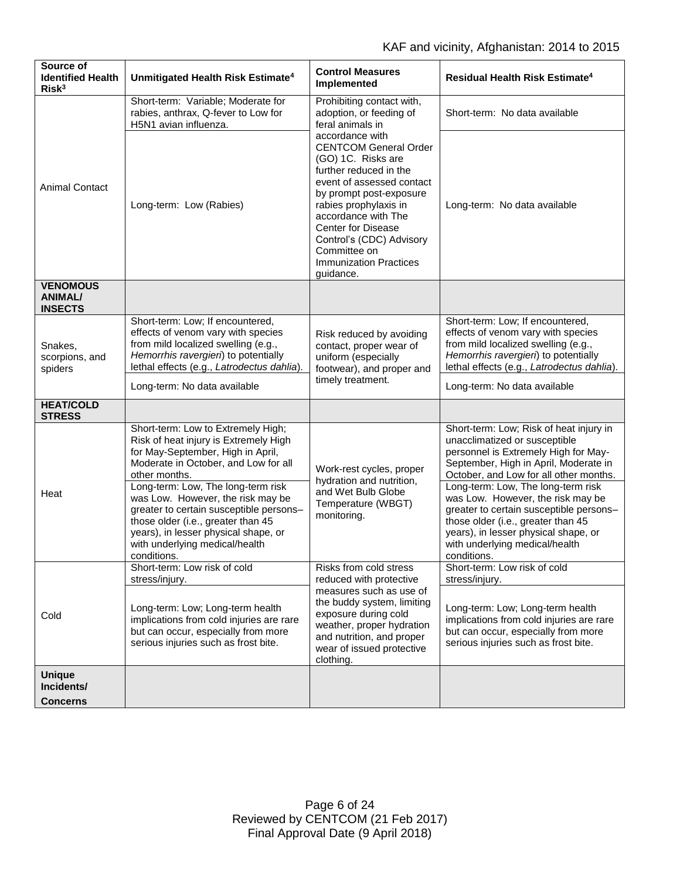| Source of Identified Health Risk[3] | Unmitigated Health Risk Estimate[4] | Control Measures Implemented | Residual Health Risk Estimate[4] |
|---|---|---|---|
| Animal Contact | Short-term: Variable; Moderate for rabies, anthrax, Q-fever to Low for H5N1 avian influenza. | Prohibiting contact with, adoption, or feeding of feral animals in accordance with CENTCOM General Order (GO) 1C. Risks are further reduced in the event of assessed contact by prompt post-exposure rabies prophylaxis in accordance with The Center for Disease Control's (CDC) Advisory Committee on Immunization Practices guidance. | Short-term: No data available |
| | Long-term: Low (Rabies) | | Long-term: No data available |
| **VENOMOUS ANIMAL/ INSECTS** | | | |
| Snakes, scorpions, and spiders | Short-term: Low; If encountered, effects of venom vary with species from mild localized swelling (e.g., *Hemorrhis ravergieri*) to potentially lethal effects (e.g., *Latrodectus dahlia*). | Risk reduced by avoiding contact, proper wear of uniform (especially footwear), and proper and timely treatment. | Short-term: Low; If encountered, effects of venom vary with species from mild localized swelling (e.g., *Hemorrhis ravergieri*) to potentially lethal effects (e.g., *Latrodectus dahlia*). |
| | Long-term: No data available | | Long-term: No data available |
| **HEAT/COLD STRESS** | | | |
| Heat | Short-term: Low to Extremely High; Risk of heat injury is Extremely High for May-September, High in April, Moderate in October, and Low for all other months. | Work-rest cycles, proper hydration and nutrition, and Wet Bulb Globe Temperature (WBGT) monitoring. | Short-term: Low; Risk of heat injury in unacclimatized or susceptible personnel is Extremely High for May-September, High in April, Moderate in October, and Low for all other months. |
| | Long-term: Low, The long-term risk was Low. However, the risk may be greater to certain susceptible persons–those older (i.e., greater than 45 years), in lesser physical shape, or with underlying medical/health conditions. | | Long-term: Low, The long-term risk was Low. However, the risk may be greater to certain susceptible persons–those older (i.e., greater than 45 years), in lesser physical shape, or with underlying medical/health conditions. |
| Cold | Short-term: Low risk of cold stress/injury. | Risks from cold stress reduced with protective measures such as use of the buddy system, limiting exposure during cold weather, proper hydration and nutrition, and proper wear of issued protective clothing. | Short-term: Low risk of cold stress/injury. |
| | Long-term: Low; Long-term health implications from cold injuries are rare but can occur, especially from more serious injuries such as frost bite. | | Long-term: Low; Long-term health implications from cold injuries are rare but can occur, especially from more serious injuries such as frost bite. |
| **Unique Incidents/ Concerns** | | | |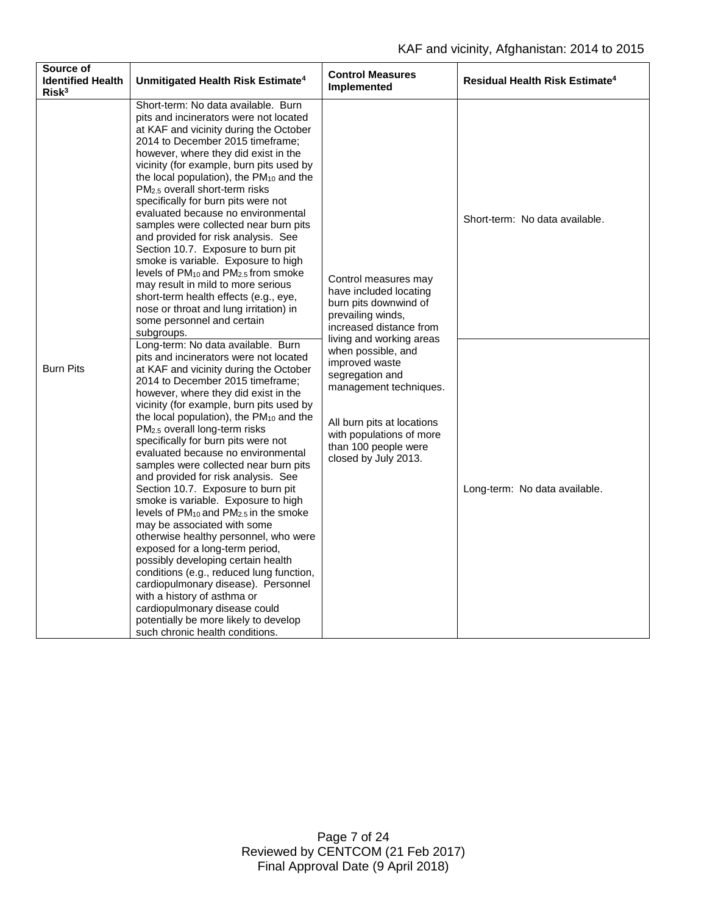| Source of Identified Health Risk[3] | Unmitigated Health Risk Estimate[4] | Control Measures Implemented | Residual Health Risk Estimate[4] |
|---|---|---|---|
| Burn Pits | Short-term: No data available. Burn pits and incinerators were not located at KAF and vicinity during the October 2014 to December 2015 timeframe; however, where they did exist in the vicinity (for example, burn pits used by the local population), the $PM_{10}$ and the $PM_{2.5}$ overall short-term risks specifically for burn pits were not evaluated because no environmental samples were collected near burn pits and provided for risk analysis. See Section 10.7. Exposure to burn pit smoke is variable. Exposure to high levels of $PM_{10}$ and $PM_{2.5}$ from smoke may result in mild to more serious short-term health effects (e.g., eye, nose or throat and lung irritation) in some personnel and certain subgroups. | Control measures may have included locating burn pits downwind of prevailing winds, increased distance from living and working areas when possible, and improved waste segregation and management techniques. All burn pits at locations with populations of more than 100 people were closed by July 2013. | Short-term: No data available. |
| | Long-term: No data available. Burn pits and incinerators were not located at KAF and vicinity during the October 2014 to December 2015 timeframe; however, where they did exist in the vicinity (for example, burn pits used by the local population), the $PM_{10}$ and the $PM_{2.5}$ overall long-term risks specifically for burn pits were not evaluated because no environmental samples were collected near burn pits and provided for risk analysis. See Section 10.7. Exposure to burn pit smoke is variable. Exposure to high levels of $PM_{10}$ and $PM_{2.5}$ in the smoke may be associated with some otherwise healthy personnel, who were exposed for a long-term period, possibly developing certain health conditions (e.g., reduced lung function, cardiopulmonary disease). Personnel with a history of asthma or cardiopulmonary disease could potentially be more likely to develop such chronic health conditions. | | Long-term: No data available. |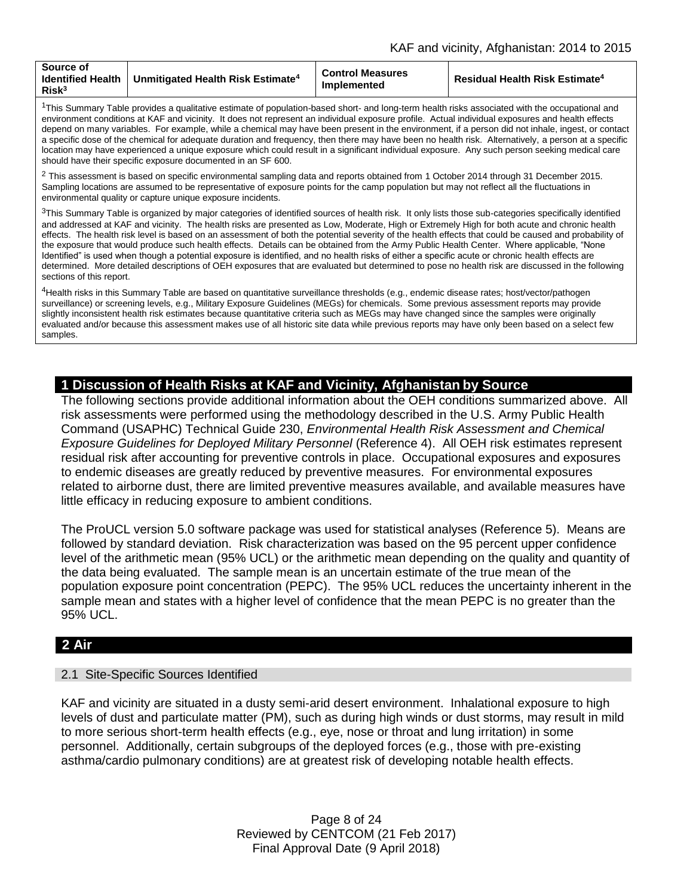| Source of Identified Health Risk[3] | Unmitigated Health Risk Estimate[4] | Control Measures Implemented | Residual Health Risk Estimate[4] |
|---|---|---|---|
| [1]This Summary Table provides a qualitative estimate of population-based short- and long-term health risks associated with the occupational and environment conditions at KAF and vicinity. It does not represent an individual exposure profile. Actual individual exposures and health effects depend on many variables. For example, while a chemical may have been present in the environment, if a person did not inhale, ingest, or contact a specific dose of the chemical for adequate duration and frequency, then there may have been no health risk. Alternatively, a person at a specific location may have experienced a unique exposure which could result in a significant individual exposure. Any such person seeking medical care should have their specific exposure documented in an SF 600. | | | |
| [2] This assessment is based on specific environmental sampling data and reports obtained from 1 October 2014 through 31 December 2015. Sampling locations are assumed to be representative of exposure points for the camp population but may not reflect all the fluctuations in environmental quality or capture unique exposure incidents. | | | |
| [3]This Summary Table is organized by major categories of identified sources of health risk. It only lists those sub-categories specifically identified and addressed at KAF and vicinity. The health risks are presented as Low, Moderate, High or Extremely High for both acute and chronic health effects. The health risk level is based on an assessment of both the potential severity of the health effects that could be caused and probability of the exposure that would produce such health effects. Details can be obtained from the Army Public Health Center. Where applicable, "None Identified" is used when though a potential exposure is identified, and no health risks of either a specific acute or chronic health effects are determined. More detailed descriptions of OEH exposures that are evaluated but determined to pose no health risk are discussed in the following sections of this report. | | | |
| [4]Health risks in this Summary Table are based on quantitative surveillance thresholds (e.g., endemic disease rates; host/vector/pathogen surveillance) or screening levels, e.g., Military Exposure Guidelines (MEGs) for chemicals. Some previous assessment reports may provide slightly inconsistent health risk estimates because quantitative criteria such as MEGs may have changed since the samples were originally evaluated and/or because this assessment makes use of all historic site data while previous reports may have only been based on a select few samples. | | | |

## 1 Discussion of Health Risks at KAF and Vicinity, Afghanistan by Source

The following sections provide additional information about the OEH conditions summarized above. All risk assessments were performed using the methodology described in the U.S. Army Public Health Command (USAPHC) Technical Guide 230, *Environmental Health Risk Assessment and Chemical Exposure Guidelines for Deployed Military Personnel* (Reference 4). All OEH risk estimates represent residual risk after accounting for preventive controls in place. Occupational exposures and exposures to endemic diseases are greatly reduced by preventive measures. For environmental exposures related to airborne dust, there are limited preventive measures available, and available measures have little efficacy in reducing exposure to ambient conditions.

The ProUCL version 5.0 software package was used for statistical analyses (Reference 5). Means are followed by standard deviation. Risk characterization was based on the 95 percent upper confidence level of the arithmetic mean (95% UCL) or the arithmetic mean depending on the quality and quantity of the data being evaluated. The sample mean is an uncertain estimate of the true mean of the population exposure point concentration (PEPC). The 95% UCL reduces the uncertainty inherent in the sample mean and states with a higher level of confidence that the mean PEPC is no greater than the 95% UCL.

## 2 Air

### 2.1 Site-Specific Sources Identified

KAF and vicinity are situated in a dusty semi-arid desert environment. Inhalational exposure to high levels of dust and particulate matter (PM), such as during high winds or dust storms, may result in mild to more serious short-term health effects (e.g., eye, nose or throat and lung irritation) in some personnel. Additionally, certain subgroups of the deployed forces (e.g., those with pre-existing asthma/cardio pulmonary conditions) are at greatest risk of developing notable health effects.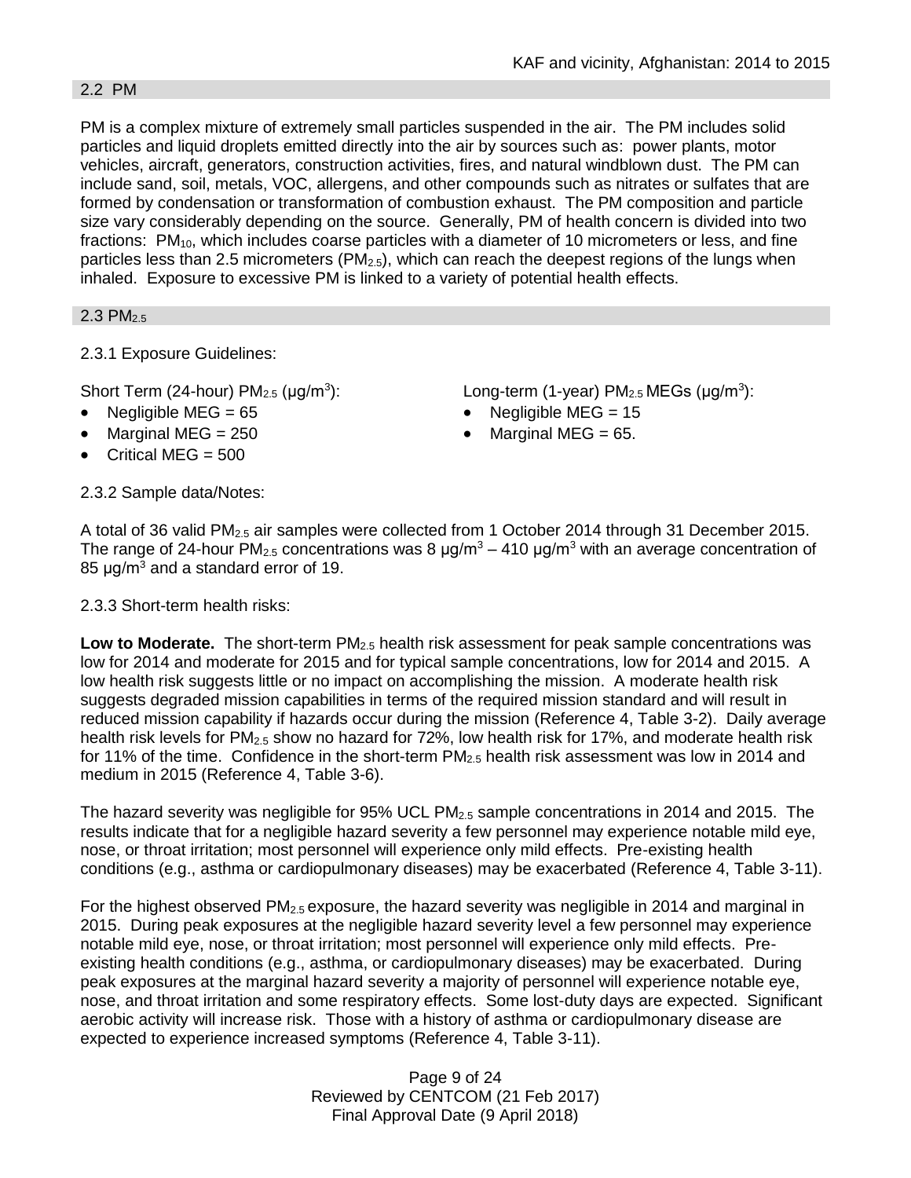## 2.2 PM

PM is a complex mixture of extremely small particles suspended in the air. The PM includes solid particles and liquid droplets emitted directly into the air by sources such as: power plants, motor vehicles, aircraft, generators, construction activities, fires, and natural windblown dust. The PM can include sand, soil, metals, VOC, allergens, and other compounds such as nitrates or sulfates that are formed by condensation or transformation of combustion exhaust. The PM composition and particle size vary considerably depending on the source. Generally, PM of health concern is divided into two fractions: $PM_{10}$, which includes coarse particles with a diameter of 10 micrometers or less, and fine particles less than 2.5 micrometers ($PM_{2.5}$), which can reach the deepest regions of the lungs when inhaled. Exposure to excessive PM is linked to a variety of potential health effects.

## 2.3 $PM_{2.5}$

2.3.1 Exposure Guidelines:

Short Term (24-hour) $PM_{2.5}$ (μg/m$^3$):

- Negligible MEG = 65
- Marginal MEG = 250
- Critical MEG = 500

Long-term (1-year) $PM_{2.5}$ MEGs (μg/m$^3$):

- Negligible MEG = 15
- Marginal MEG = 65.

2.3.2 Sample data/Notes:

A total of 36 valid $PM_{2.5}$ air samples were collected from 1 October 2014 through 31 December 2015. The range of 24-hour $PM_{2.5}$ concentrations was 8 μg/m$^3$ – 410 μg/m$^3$ with an average concentration of 85 μg/m$^3$ and a standard error of 19.

2.3.3 Short-term health risks:

**Low to Moderate.** The short-term $PM_{2.5}$ health risk assessment for peak sample concentrations was low for 2014 and moderate for 2015 and for typical sample concentrations, low for 2014 and 2015. A low health risk suggests little or no impact on accomplishing the mission. A moderate health risk suggests degraded mission capabilities in terms of the required mission standard and will result in reduced mission capability if hazards occur during the mission (Reference 4, Table 3-2). Daily average health risk levels for $PM_{2.5}$ show no hazard for 72%, low health risk for 17%, and moderate health risk for 11% of the time. Confidence in the short-term $PM_{2.5}$ health risk assessment was low in 2014 and medium in 2015 (Reference 4, Table 3-6).

The hazard severity was negligible for 95% UCL $PM_{2.5}$ sample concentrations in 2014 and 2015. The results indicate that for a negligible hazard severity a few personnel may experience notable mild eye, nose, or throat irritation; most personnel will experience only mild effects. Pre-existing health conditions (e.g., asthma or cardiopulmonary diseases) may be exacerbated (Reference 4, Table 3-11).

For the highest observed $PM_{2.5}$ exposure, the hazard severity was negligible in 2014 and marginal in 2015. During peak exposures at the negligible hazard severity level a few personnel may experience notable mild eye, nose, or throat irritation; most personnel will experience only mild effects. Pre-existing health conditions (e.g., asthma, or cardiopulmonary diseases) may be exacerbated. During peak exposures at the marginal hazard severity a majority of personnel will experience notable eye, nose, and throat irritation and some respiratory effects. Some lost-duty days are expected. Significant aerobic activity will increase risk. Those with a history of asthma or cardiopulmonary disease are expected to experience increased symptoms (Reference 4, Table 3-11).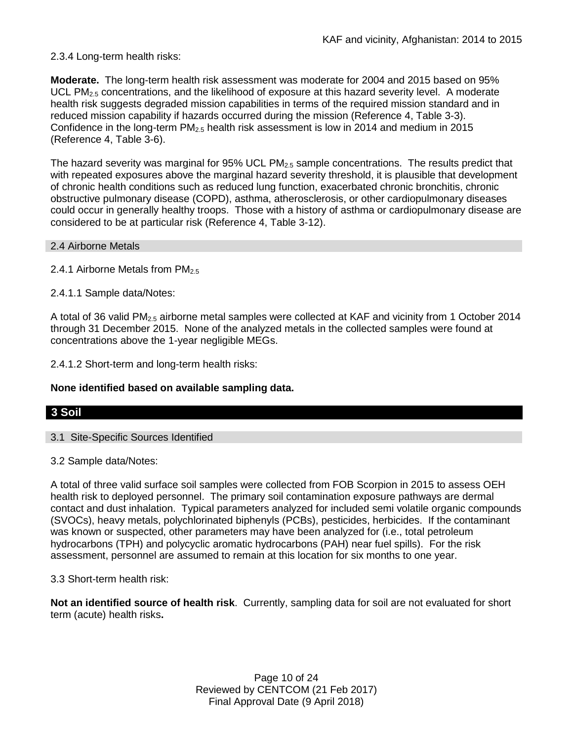2.3.4 Long-term health risks:

**Moderate.** The long-term health risk assessment was moderate for 2004 and 2015 based on 95% UCL $PM_{2.5}$ concentrations, and the likelihood of exposure at this hazard severity level. A moderate health risk suggests degraded mission capabilities in terms of the required mission standard and in reduced mission capability if hazards occurred during the mission (Reference 4, Table 3-3). Confidence in the long-term $PM_{2.5}$ health risk assessment is low in 2014 and medium in 2015 (Reference 4, Table 3-6).

The hazard severity was marginal for 95% UCL $PM_{2.5}$ sample concentrations. The results predict that with repeated exposures above the marginal hazard severity threshold, it is plausible that development of chronic health conditions such as reduced lung function, exacerbated chronic bronchitis, chronic obstructive pulmonary disease (COPD), asthma, atherosclerosis, or other cardiopulmonary diseases could occur in generally healthy troops. Those with a history of asthma or cardiopulmonary disease are considered to be at particular risk (Reference 4, Table 3-12).

### 2.4 Airborne Metals

2.4.1 Airborne Metals from $PM_{2.5}$

2.4.1.1 Sample data/Notes:

A total of 36 valid $PM_{2.5}$ airborne metal samples were collected at KAF and vicinity from 1 October 2014 through 31 December 2015. None of the analyzed metals in the collected samples were found at concentrations above the 1-year negligible MEGs.

2.4.1.2 Short-term and long-term health risks:

**None identified based on available sampling data.**

## 3 Soil

### 3.1 Site-Specific Sources Identified

3.2 Sample data/Notes:

A total of three valid surface soil samples were collected from FOB Scorpion in 2015 to assess OEH health risk to deployed personnel. The primary soil contamination exposure pathways are dermal contact and dust inhalation. Typical parameters analyzed for included semi volatile organic compounds (SVOCs), heavy metals, polychlorinated biphenyls (PCBs), pesticides, herbicides. If the contaminant was known or suspected, other parameters may have been analyzed for (i.e., total petroleum hydrocarbons (TPH) and polycyclic aromatic hydrocarbons (PAH) near fuel spills). For the risk assessment, personnel are assumed to remain at this location for six months to one year.

3.3 Short-term health risk:

**Not an identified source of health risk**. Currently, sampling data for soil are not evaluated for short term (acute) health risks**.**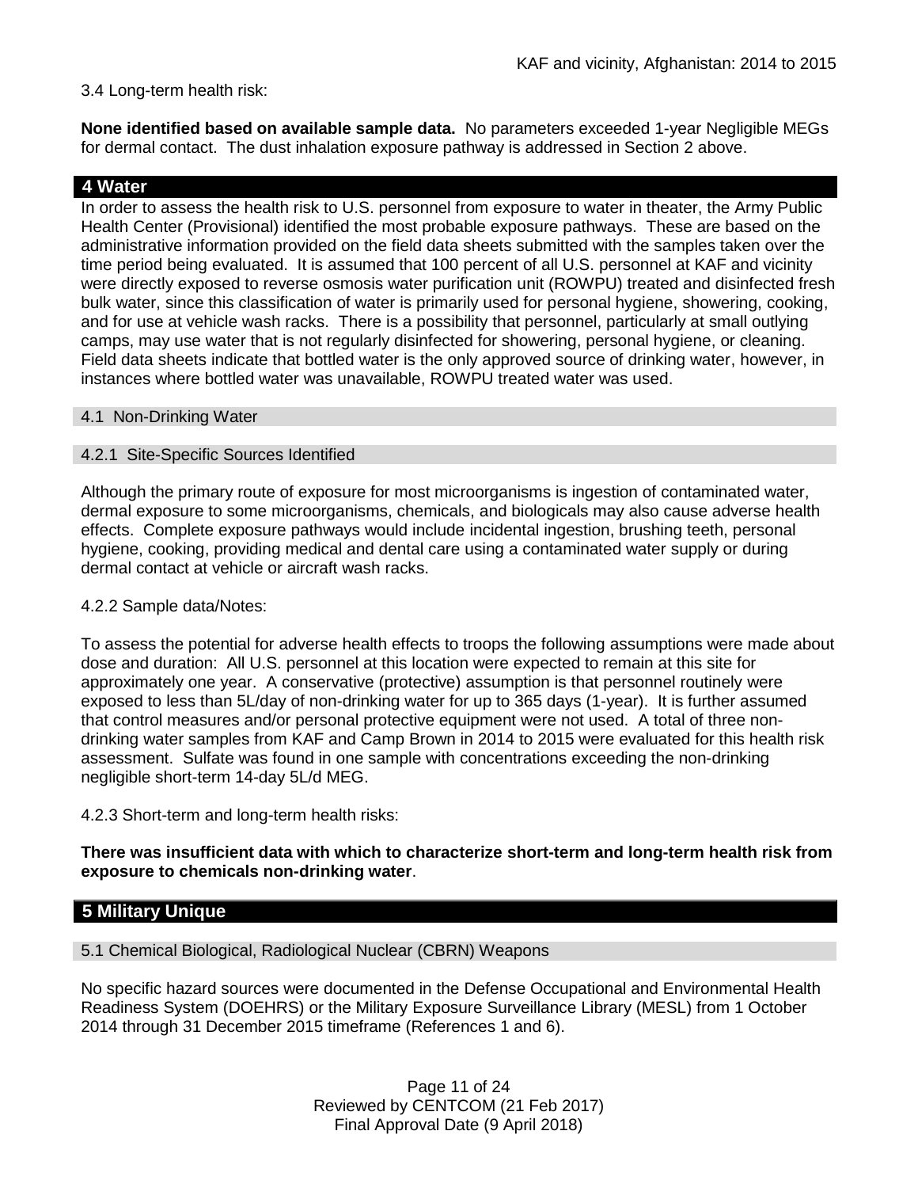3.4 Long-term health risk:

**None identified based on available sample data.** No parameters exceeded 1-year Negligible MEGs for dermal contact. The dust inhalation exposure pathway is addressed in Section 2 above.

## 4 Water

In order to assess the health risk to U.S. personnel from exposure to water in theater, the Army Public Health Center (Provisional) identified the most probable exposure pathways. These are based on the administrative information provided on the field data sheets submitted with the samples taken over the time period being evaluated. It is assumed that 100 percent of all U.S. personnel at KAF and vicinity were directly exposed to reverse osmosis water purification unit (ROWPU) treated and disinfected fresh bulk water, since this classification of water is primarily used for personal hygiene, showering, cooking, and for use at vehicle wash racks. There is a possibility that personnel, particularly at small outlying camps, may use water that is not regularly disinfected for showering, personal hygiene, or cleaning. Field data sheets indicate that bottled water is the only approved source of drinking water, however, in instances where bottled water was unavailable, ROWPU treated water was used.

### 4.1 Non-Drinking Water

### 4.2.1 Site-Specific Sources Identified

Although the primary route of exposure for most microorganisms is ingestion of contaminated water, dermal exposure to some microorganisms, chemicals, and biologicals may also cause adverse health effects. Complete exposure pathways would include incidental ingestion, brushing teeth, personal hygiene, cooking, providing medical and dental care using a contaminated water supply or during dermal contact at vehicle or aircraft wash racks.

4.2.2 Sample data/Notes:

To assess the potential for adverse health effects to troops the following assumptions were made about dose and duration: All U.S. personnel at this location were expected to remain at this site for approximately one year. A conservative (protective) assumption is that personnel routinely were exposed to less than 5L/day of non-drinking water for up to 365 days (1-year). It is further assumed that control measures and/or personal protective equipment were not used. A total of three non-drinking water samples from KAF and Camp Brown in 2014 to 2015 were evaluated for this health risk assessment. Sulfate was found in one sample with concentrations exceeding the non-drinking negligible short-term 14-day 5L/d MEG.

4.2.3 Short-term and long-term health risks:

**There was insufficient data with which to characterize short-term and long-term health risk from exposure to chemicals non-drinking water**.

## 5 Military Unique

### 5.1 Chemical Biological, Radiological Nuclear (CBRN) Weapons

No specific hazard sources were documented in the Defense Occupational and Environmental Health Readiness System (DOEHRS) or the Military Exposure Surveillance Library (MESL) from 1 October 2014 through 31 December 2015 timeframe (References 1 and 6).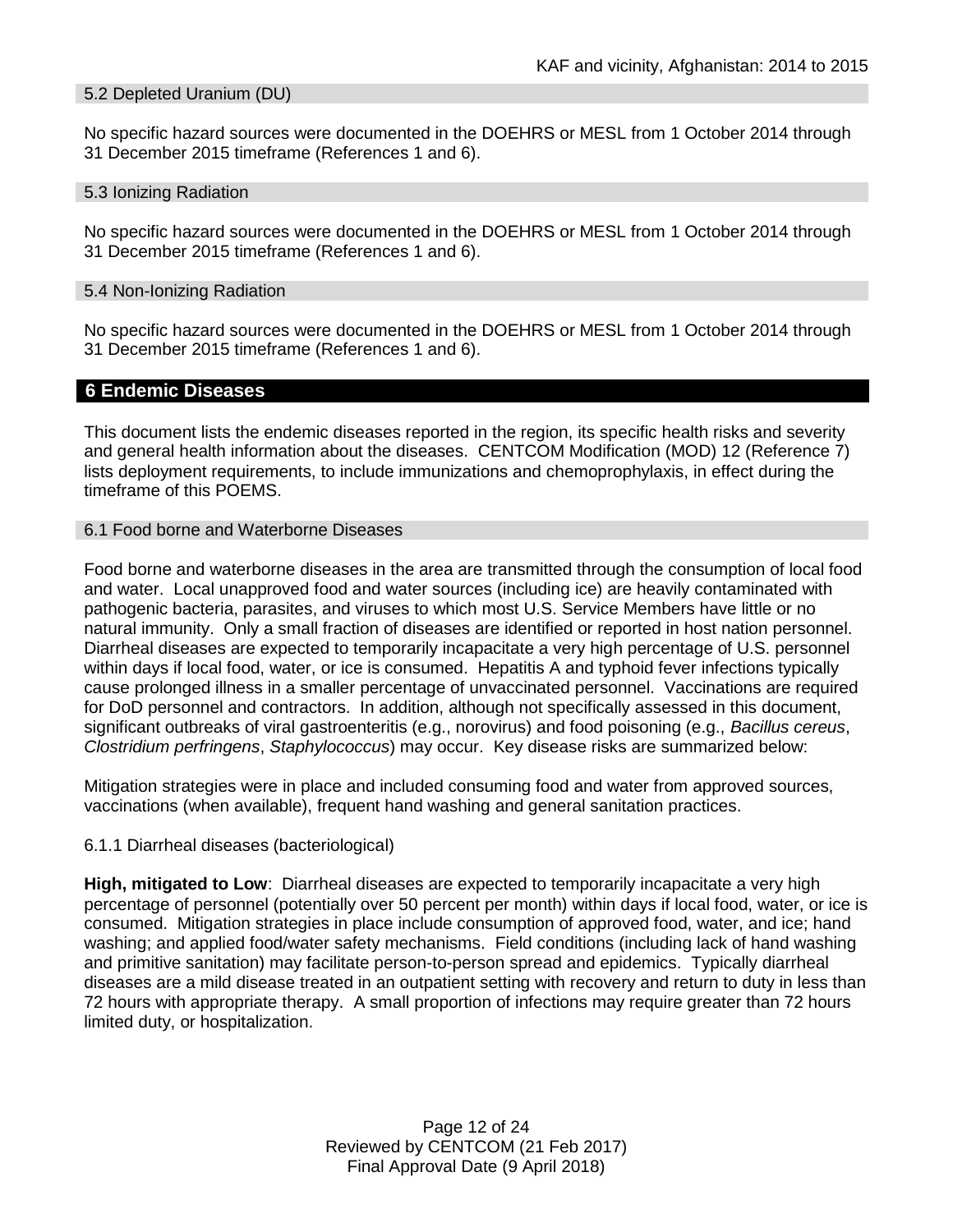### 5.2 Depleted Uranium (DU)

No specific hazard sources were documented in the DOEHRS or MESL from 1 October 2014 through 31 December 2015 timeframe (References 1 and 6).

### 5.3 Ionizing Radiation

No specific hazard sources were documented in the DOEHRS or MESL from 1 October 2014 through 31 December 2015 timeframe (References 1 and 6).

### 5.4 Non-Ionizing Radiation

No specific hazard sources were documented in the DOEHRS or MESL from 1 October 2014 through 31 December 2015 timeframe (References 1 and 6).

## 6 Endemic Diseases

This document lists the endemic diseases reported in the region, its specific health risks and severity and general health information about the diseases. CENTCOM Modification (MOD) 12 (Reference 7) lists deployment requirements, to include immunizations and chemoprophylaxis, in effect during the timeframe of this POEMS.

### 6.1 Food borne and Waterborne Diseases

Food borne and waterborne diseases in the area are transmitted through the consumption of local food and water. Local unapproved food and water sources (including ice) are heavily contaminated with pathogenic bacteria, parasites, and viruses to which most U.S. Service Members have little or no natural immunity. Only a small fraction of diseases are identified or reported in host nation personnel. Diarrheal diseases are expected to temporarily incapacitate a very high percentage of U.S. personnel within days if local food, water, or ice is consumed. Hepatitis A and typhoid fever infections typically cause prolonged illness in a smaller percentage of unvaccinated personnel. Vaccinations are required for DoD personnel and contractors. In addition, although not specifically assessed in this document, significant outbreaks of viral gastroenteritis (e.g., norovirus) and food poisoning (e.g., *Bacillus cereus*, *Clostridium perfringens*, *Staphylococcus*) may occur. Key disease risks are summarized below:

Mitigation strategies were in place and included consuming food and water from approved sources, vaccinations (when available), frequent hand washing and general sanitation practices.

#### 6.1.1 Diarrheal diseases (bacteriological)

**High, mitigated to Low**: Diarrheal diseases are expected to temporarily incapacitate a very high percentage of personnel (potentially over 50 percent per month) within days if local food, water, or ice is consumed. Mitigation strategies in place include consumption of approved food, water, and ice; hand washing; and applied food/water safety mechanisms. Field conditions (including lack of hand washing and primitive sanitation) may facilitate person-to-person spread and epidemics. Typically diarrheal diseases are a mild disease treated in an outpatient setting with recovery and return to duty in less than 72 hours with appropriate therapy. A small proportion of infections may require greater than 72 hours limited duty, or hospitalization.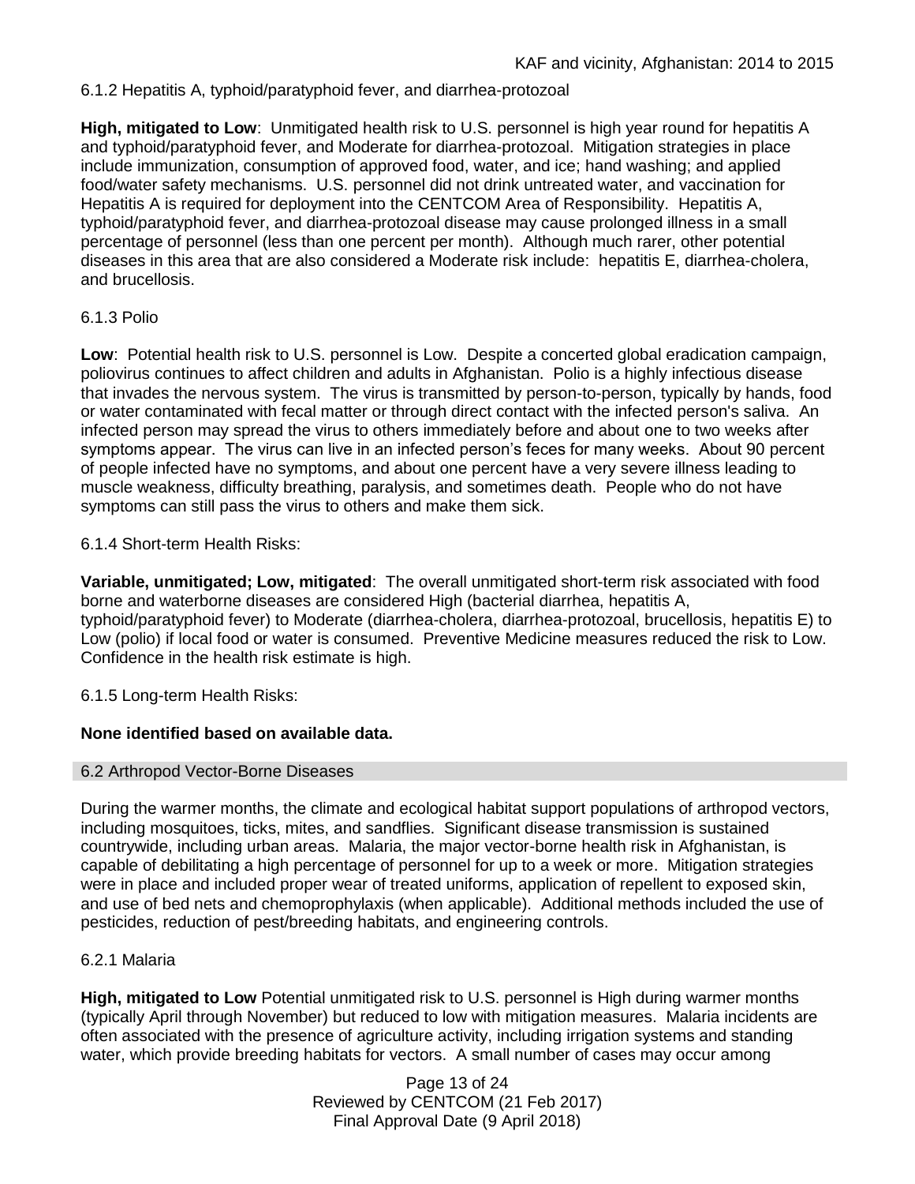### 6.1.2 Hepatitis A, typhoid/paratyphoid fever, and diarrhea-protozoal

**High, mitigated to Low**: Unmitigated health risk to U.S. personnel is high year round for hepatitis A and typhoid/paratyphoid fever, and Moderate for diarrhea-protozoal. Mitigation strategies in place include immunization, consumption of approved food, water, and ice; hand washing; and applied food/water safety mechanisms. U.S. personnel did not drink untreated water, and vaccination for Hepatitis A is required for deployment into the CENTCOM Area of Responsibility. Hepatitis A, typhoid/paratyphoid fever, and diarrhea-protozoal disease may cause prolonged illness in a small percentage of personnel (less than one percent per month). Although much rarer, other potential diseases in this area that are also considered a Moderate risk include: hepatitis E, diarrhea-cholera, and brucellosis.

### 6.1.3 Polio

**Low**: Potential health risk to U.S. personnel is Low. Despite a concerted global eradication campaign, poliovirus continues to affect children and adults in Afghanistan. Polio is a highly infectious disease that invades the nervous system. The virus is transmitted by person-to-person, typically by hands, food or water contaminated with fecal matter or through direct contact with the infected person's saliva. An infected person may spread the virus to others immediately before and about one to two weeks after symptoms appear. The virus can live in an infected person's feces for many weeks. About 90 percent of people infected have no symptoms, and about one percent have a very severe illness leading to muscle weakness, difficulty breathing, paralysis, and sometimes death. People who do not have symptoms can still pass the virus to others and make them sick.

### 6.1.4 Short-term Health Risks:

**Variable, unmitigated; Low, mitigated**: The overall unmitigated short-term risk associated with food borne and waterborne diseases are considered High (bacterial diarrhea, hepatitis A, typhoid/paratyphoid fever) to Moderate (diarrhea-cholera, diarrhea-protozoal, brucellosis, hepatitis E) to Low (polio) if local food or water is consumed. Preventive Medicine measures reduced the risk to Low. Confidence in the health risk estimate is high.

### 6.1.5 Long-term Health Risks:

**None identified based on available data.**

## 6.2 Arthropod Vector-Borne Diseases

During the warmer months, the climate and ecological habitat support populations of arthropod vectors, including mosquitoes, ticks, mites, and sandflies. Significant disease transmission is sustained countrywide, including urban areas. Malaria, the major vector-borne health risk in Afghanistan, is capable of debilitating a high percentage of personnel for up to a week or more. Mitigation strategies were in place and included proper wear of treated uniforms, application of repellent to exposed skin, and use of bed nets and chemoprophylaxis (when applicable). Additional methods included the use of pesticides, reduction of pest/breeding habitats, and engineering controls.

### 6.2.1 Malaria

**High, mitigated to Low** Potential unmitigated risk to U.S. personnel is High during warmer months (typically April through November) but reduced to low with mitigation measures. Malaria incidents are often associated with the presence of agriculture activity, including irrigation systems and standing water, which provide breeding habitats for vectors. A small number of cases may occur among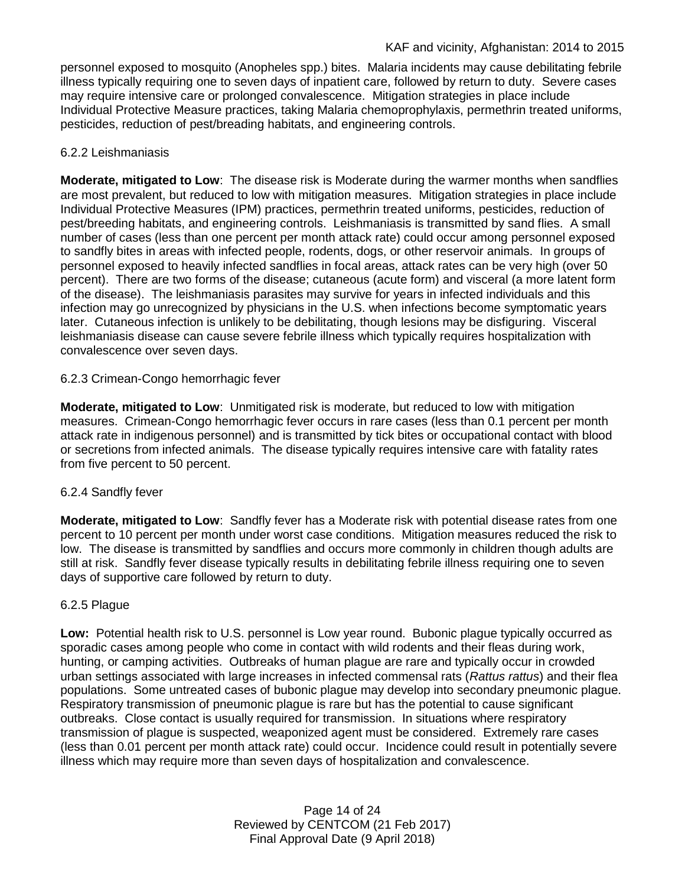personnel exposed to mosquito (Anopheles spp.) bites. Malaria incidents may cause debilitating febrile illness typically requiring one to seven days of inpatient care, followed by return to duty. Severe cases may require intensive care or prolonged convalescence. Mitigation strategies in place include Individual Protective Measure practices, taking Malaria chemoprophylaxis, permethrin treated uniforms, pesticides, reduction of pest/breading habitats, and engineering controls.

#### 6.2.2 Leishmaniasis

**Moderate, mitigated to Low**: The disease risk is Moderate during the warmer months when sandflies are most prevalent, but reduced to low with mitigation measures. Mitigation strategies in place include Individual Protective Measures (IPM) practices, permethrin treated uniforms, pesticides, reduction of pest/breeding habitats, and engineering controls. Leishmaniasis is transmitted by sand flies. A small number of cases (less than one percent per month attack rate) could occur among personnel exposed to sandfly bites in areas with infected people, rodents, dogs, or other reservoir animals. In groups of personnel exposed to heavily infected sandflies in focal areas, attack rates can be very high (over 50 percent). There are two forms of the disease; cutaneous (acute form) and visceral (a more latent form of the disease). The leishmaniasis parasites may survive for years in infected individuals and this infection may go unrecognized by physicians in the U.S. when infections become symptomatic years later. Cutaneous infection is unlikely to be debilitating, though lesions may be disfiguring. Visceral leishmaniasis disease can cause severe febrile illness which typically requires hospitalization with convalescence over seven days.

#### 6.2.3 Crimean-Congo hemorrhagic fever

**Moderate, mitigated to Low**: Unmitigated risk is moderate, but reduced to low with mitigation measures. Crimean-Congo hemorrhagic fever occurs in rare cases (less than 0.1 percent per month attack rate in indigenous personnel) and is transmitted by tick bites or occupational contact with blood or secretions from infected animals. The disease typically requires intensive care with fatality rates from five percent to 50 percent.

#### 6.2.4 Sandfly fever

**Moderate, mitigated to Low**: Sandfly fever has a Moderate risk with potential disease rates from one percent to 10 percent per month under worst case conditions. Mitigation measures reduced the risk to low. The disease is transmitted by sandflies and occurs more commonly in children though adults are still at risk. Sandfly fever disease typically results in debilitating febrile illness requiring one to seven days of supportive care followed by return to duty.

#### 6.2.5 Plague

**Low:** Potential health risk to U.S. personnel is Low year round. Bubonic plague typically occurred as sporadic cases among people who come in contact with wild rodents and their fleas during work, hunting, or camping activities. Outbreaks of human plague are rare and typically occur in crowded urban settings associated with large increases in infected commensal rats (*Rattus rattus*) and their flea populations. Some untreated cases of bubonic plague may develop into secondary pneumonic plague. Respiratory transmission of pneumonic plague is rare but has the potential to cause significant outbreaks. Close contact is usually required for transmission. In situations where respiratory transmission of plague is suspected, weaponized agent must be considered. Extremely rare cases (less than 0.01 percent per month attack rate) could occur. Incidence could result in potentially severe illness which may require more than seven days of hospitalization and convalescence.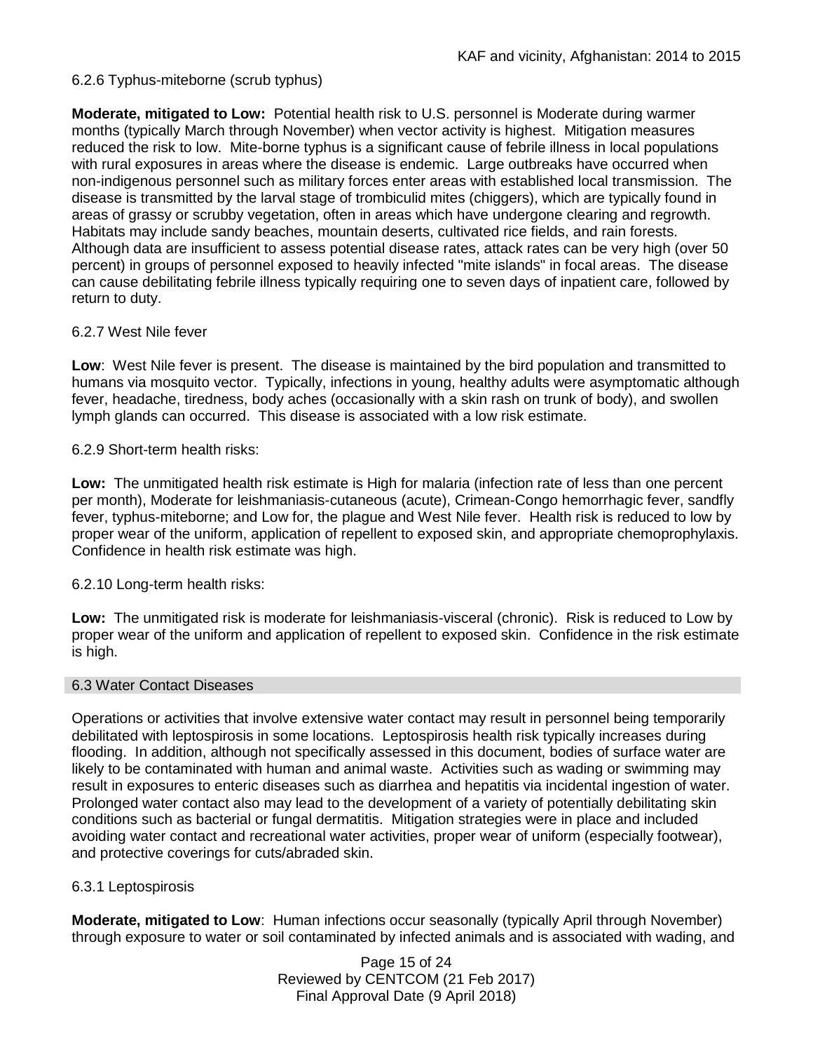6.2.6 Typhus-miteborne (scrub typhus)

**Moderate, mitigated to Low:** Potential health risk to U.S. personnel is Moderate during warmer months (typically March through November) when vector activity is highest. Mitigation measures reduced the risk to low. Mite-borne typhus is a significant cause of febrile illness in local populations with rural exposures in areas where the disease is endemic. Large outbreaks have occurred when non-indigenous personnel such as military forces enter areas with established local transmission. The disease is transmitted by the larval stage of trombiculid mites (chiggers), which are typically found in areas of grassy or scrubby vegetation, often in areas which have undergone clearing and regrowth. Habitats may include sandy beaches, mountain deserts, cultivated rice fields, and rain forests. Although data are insufficient to assess potential disease rates, attack rates can be very high (over 50 percent) in groups of personnel exposed to heavily infected "mite islands" in focal areas. The disease can cause debilitating febrile illness typically requiring one to seven days of inpatient care, followed by return to duty.

6.2.7 West Nile fever

**Low**: West Nile fever is present. The disease is maintained by the bird population and transmitted to humans via mosquito vector. Typically, infections in young, healthy adults were asymptomatic although fever, headache, tiredness, body aches (occasionally with a skin rash on trunk of body), and swollen lymph glands can occurred. This disease is associated with a low risk estimate.

6.2.9 Short-term health risks:

**Low:** The unmitigated health risk estimate is High for malaria (infection rate of less than one percent per month), Moderate for leishmaniasis-cutaneous (acute), Crimean-Congo hemorrhagic fever, sandfly fever, typhus-miteborne; and Low for, the plague and West Nile fever. Health risk is reduced to low by proper wear of the uniform, application of repellent to exposed skin, and appropriate chemoprophylaxis. Confidence in health risk estimate was high.

6.2.10 Long-term health risks:

**Low:** The unmitigated risk is moderate for leishmaniasis-visceral (chronic). Risk is reduced to Low by proper wear of the uniform and application of repellent to exposed skin. Confidence in the risk estimate is high.

## 6.3 Water Contact Diseases

Operations or activities that involve extensive water contact may result in personnel being temporarily debilitated with leptospirosis in some locations. Leptospirosis health risk typically increases during flooding. In addition, although not specifically assessed in this document, bodies of surface water are likely to be contaminated with human and animal waste. Activities such as wading or swimming may result in exposures to enteric diseases such as diarrhea and hepatitis via incidental ingestion of water. Prolonged water contact also may lead to the development of a variety of potentially debilitating skin conditions such as bacterial or fungal dermatitis. Mitigation strategies were in place and included avoiding water contact and recreational water activities, proper wear of uniform (especially footwear), and protective coverings for cuts/abraded skin.

6.3.1 Leptospirosis

**Moderate, mitigated to Low**: Human infections occur seasonally (typically April through November) through exposure to water or soil contaminated by infected animals and is associated with wading, and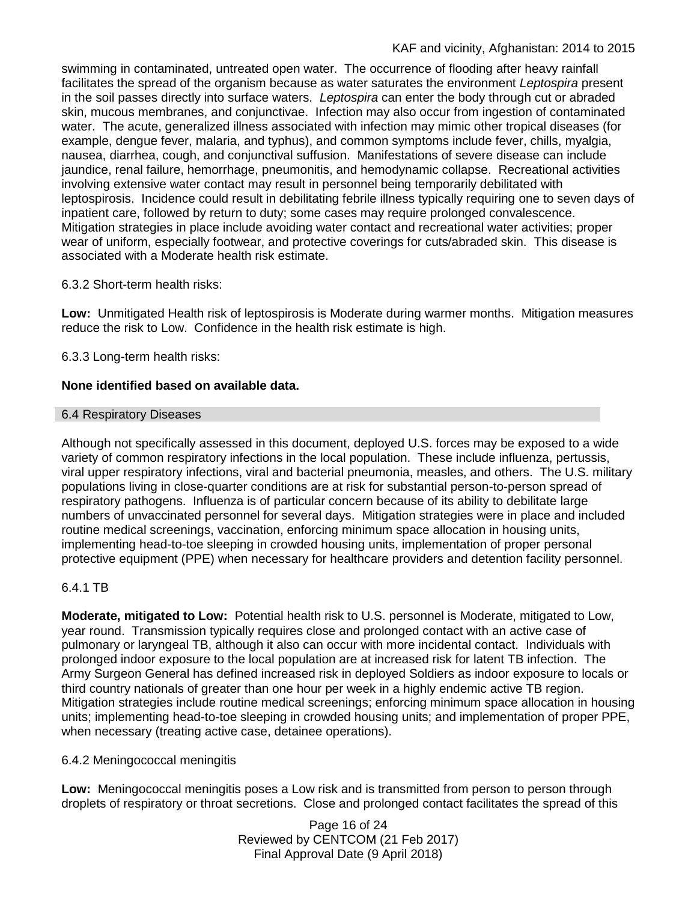swimming in contaminated, untreated open water. The occurrence of flooding after heavy rainfall facilitates the spread of the organism because as water saturates the environment *Leptospira* present in the soil passes directly into surface waters. *Leptospira* can enter the body through cut or abraded skin, mucous membranes, and conjunctivae. Infection may also occur from ingestion of contaminated water. The acute, generalized illness associated with infection may mimic other tropical diseases (for example, dengue fever, malaria, and typhus), and common symptoms include fever, chills, myalgia, nausea, diarrhea, cough, and conjunctival suffusion. Manifestations of severe disease can include jaundice, renal failure, hemorrhage, pneumonitis, and hemodynamic collapse. Recreational activities involving extensive water contact may result in personnel being temporarily debilitated with leptospirosis. Incidence could result in debilitating febrile illness typically requiring one to seven days of inpatient care, followed by return to duty; some cases may require prolonged convalescence. Mitigation strategies in place include avoiding water contact and recreational water activities; proper wear of uniform, especially footwear, and protective coverings for cuts/abraded skin. This disease is associated with a Moderate health risk estimate.

6.3.2 Short-term health risks:

**Low:** Unmitigated Health risk of leptospirosis is Moderate during warmer months. Mitigation measures reduce the risk to Low. Confidence in the health risk estimate is high.

6.3.3 Long-term health risks:

**None identified based on available data.**

## 6.4 Respiratory Diseases

Although not specifically assessed in this document, deployed U.S. forces may be exposed to a wide variety of common respiratory infections in the local population. These include influenza, pertussis, viral upper respiratory infections, viral and bacterial pneumonia, measles, and others. The U.S. military populations living in close-quarter conditions are at risk for substantial person-to-person spread of respiratory pathogens. Influenza is of particular concern because of its ability to debilitate large numbers of unvaccinated personnel for several days. Mitigation strategies were in place and included routine medical screenings, vaccination, enforcing minimum space allocation in housing units, implementing head-to-toe sleeping in crowded housing units, implementation of proper personal protective equipment (PPE) when necessary for healthcare providers and detention facility personnel.

6.4.1 TB

**Moderate, mitigated to Low:** Potential health risk to U.S. personnel is Moderate, mitigated to Low, year round. Transmission typically requires close and prolonged contact with an active case of pulmonary or laryngeal TB, although it also can occur with more incidental contact. Individuals with prolonged indoor exposure to the local population are at increased risk for latent TB infection. The Army Surgeon General has defined increased risk in deployed Soldiers as indoor exposure to locals or third country nationals of greater than one hour per week in a highly endemic active TB region. Mitigation strategies include routine medical screenings; enforcing minimum space allocation in housing units; implementing head-to-toe sleeping in crowded housing units; and implementation of proper PPE, when necessary (treating active case, detainee operations).

6.4.2 Meningococcal meningitis

**Low:** Meningococcal meningitis poses a Low risk and is transmitted from person to person through droplets of respiratory or throat secretions. Close and prolonged contact facilitates the spread of this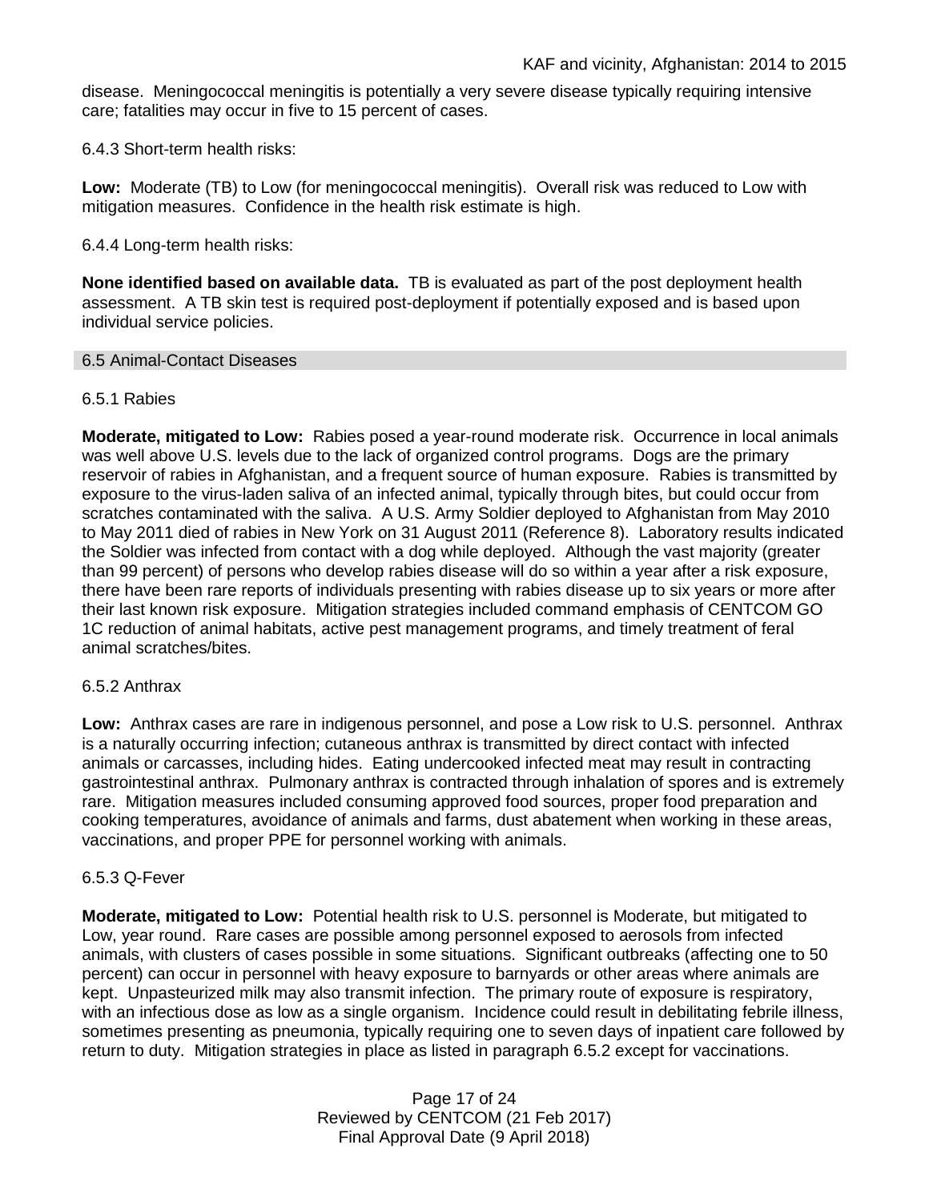disease. Meningococcal meningitis is potentially a very severe disease typically requiring intensive care; fatalities may occur in five to 15 percent of cases.

6.4.3 Short-term health risks:

**Low:** Moderate (TB) to Low (for meningococcal meningitis). Overall risk was reduced to Low with mitigation measures. Confidence in the health risk estimate is high.

6.4.4 Long-term health risks:

**None identified based on available data.** TB is evaluated as part of the post deployment health assessment. A TB skin test is required post-deployment if potentially exposed and is based upon individual service policies.

## 6.5 Animal-Contact Diseases

### 6.5.1 Rabies

**Moderate, mitigated to Low:** Rabies posed a year-round moderate risk. Occurrence in local animals was well above U.S. levels due to the lack of organized control programs. Dogs are the primary reservoir of rabies in Afghanistan, and a frequent source of human exposure. Rabies is transmitted by exposure to the virus-laden saliva of an infected animal, typically through bites, but could occur from scratches contaminated with the saliva. A U.S. Army Soldier deployed to Afghanistan from May 2010 to May 2011 died of rabies in New York on 31 August 2011 (Reference 8). Laboratory results indicated the Soldier was infected from contact with a dog while deployed. Although the vast majority (greater than 99 percent) of persons who develop rabies disease will do so within a year after a risk exposure, there have been rare reports of individuals presenting with rabies disease up to six years or more after their last known risk exposure. Mitigation strategies included command emphasis of CENTCOM GO 1C reduction of animal habitats, active pest management programs, and timely treatment of feral animal scratches/bites.

### 6.5.2 Anthrax

**Low:** Anthrax cases are rare in indigenous personnel, and pose a Low risk to U.S. personnel. Anthrax is a naturally occurring infection; cutaneous anthrax is transmitted by direct contact with infected animals or carcasses, including hides. Eating undercooked infected meat may result in contracting gastrointestinal anthrax. Pulmonary anthrax is contracted through inhalation of spores and is extremely rare. Mitigation measures included consuming approved food sources, proper food preparation and cooking temperatures, avoidance of animals and farms, dust abatement when working in these areas, vaccinations, and proper PPE for personnel working with animals.

### 6.5.3 Q-Fever

**Moderate, mitigated to Low:** Potential health risk to U.S. personnel is Moderate, but mitigated to Low, year round. Rare cases are possible among personnel exposed to aerosols from infected animals, with clusters of cases possible in some situations. Significant outbreaks (affecting one to 50 percent) can occur in personnel with heavy exposure to barnyards or other areas where animals are kept. Unpasteurized milk may also transmit infection. The primary route of exposure is respiratory, with an infectious dose as low as a single organism. Incidence could result in debilitating febrile illness, sometimes presenting as pneumonia, typically requiring one to seven days of inpatient care followed by return to duty. Mitigation strategies in place as listed in paragraph 6.5.2 except for vaccinations.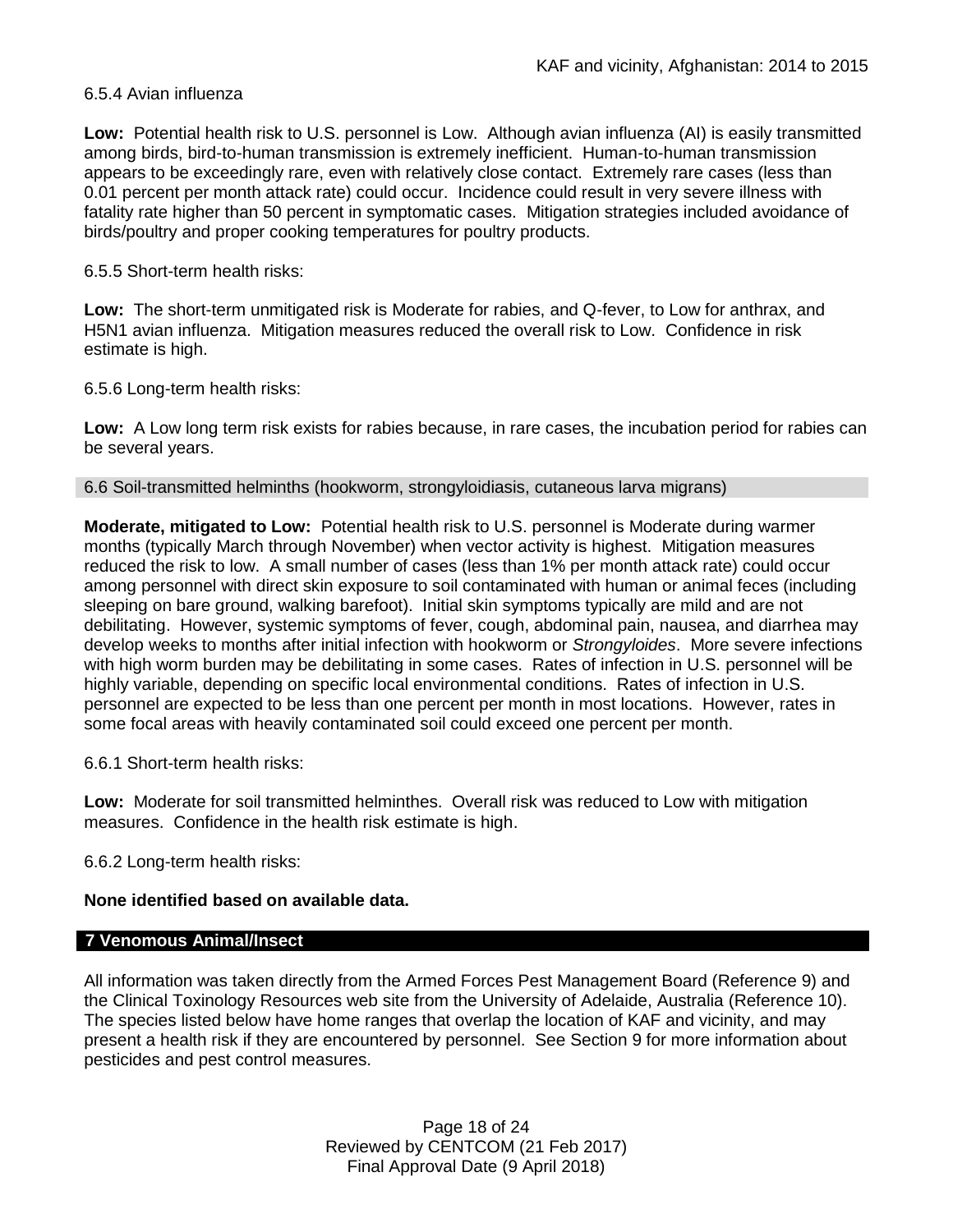6.5.4 Avian influenza

**Low:** Potential health risk to U.S. personnel is Low. Although avian influenza (AI) is easily transmitted among birds, bird-to-human transmission is extremely inefficient. Human-to-human transmission appears to be exceedingly rare, even with relatively close contact. Extremely rare cases (less than 0.01 percent per month attack rate) could occur. Incidence could result in very severe illness with fatality rate higher than 50 percent in symptomatic cases. Mitigation strategies included avoidance of birds/poultry and proper cooking temperatures for poultry products.

6.5.5 Short-term health risks:

**Low:** The short-term unmitigated risk is Moderate for rabies, and Q-fever, to Low for anthrax, and H5N1 avian influenza. Mitigation measures reduced the overall risk to Low. Confidence in risk estimate is high.

6.5.6 Long-term health risks:

**Low:** A Low long term risk exists for rabies because, in rare cases, the incubation period for rabies can be several years.

## 6.6 Soil-transmitted helminths (hookworm, strongyloidiasis, cutaneous larva migrans)

**Moderate, mitigated to Low:** Potential health risk to U.S. personnel is Moderate during warmer months (typically March through November) when vector activity is highest. Mitigation measures reduced the risk to low. A small number of cases (less than 1% per month attack rate) could occur among personnel with direct skin exposure to soil contaminated with human or animal feces (including sleeping on bare ground, walking barefoot). Initial skin symptoms typically are mild and are not debilitating. However, systemic symptoms of fever, cough, abdominal pain, nausea, and diarrhea may develop weeks to months after initial infection with hookworm or *Strongyloides*. More severe infections with high worm burden may be debilitating in some cases. Rates of infection in U.S. personnel will be highly variable, depending on specific local environmental conditions. Rates of infection in U.S. personnel are expected to be less than one percent per month in most locations. However, rates in some focal areas with heavily contaminated soil could exceed one percent per month.

6.6.1 Short-term health risks:

**Low:** Moderate for soil transmitted helminthes. Overall risk was reduced to Low with mitigation measures. Confidence in the health risk estimate is high.

6.6.2 Long-term health risks:

**None identified based on available data.**

# 7 Venomous Animal/Insect

All information was taken directly from the Armed Forces Pest Management Board (Reference 9) and the Clinical Toxinology Resources web site from the University of Adelaide, Australia (Reference 10). The species listed below have home ranges that overlap the location of KAF and vicinity, and may present a health risk if they are encountered by personnel. See Section 9 for more information about pesticides and pest control measures.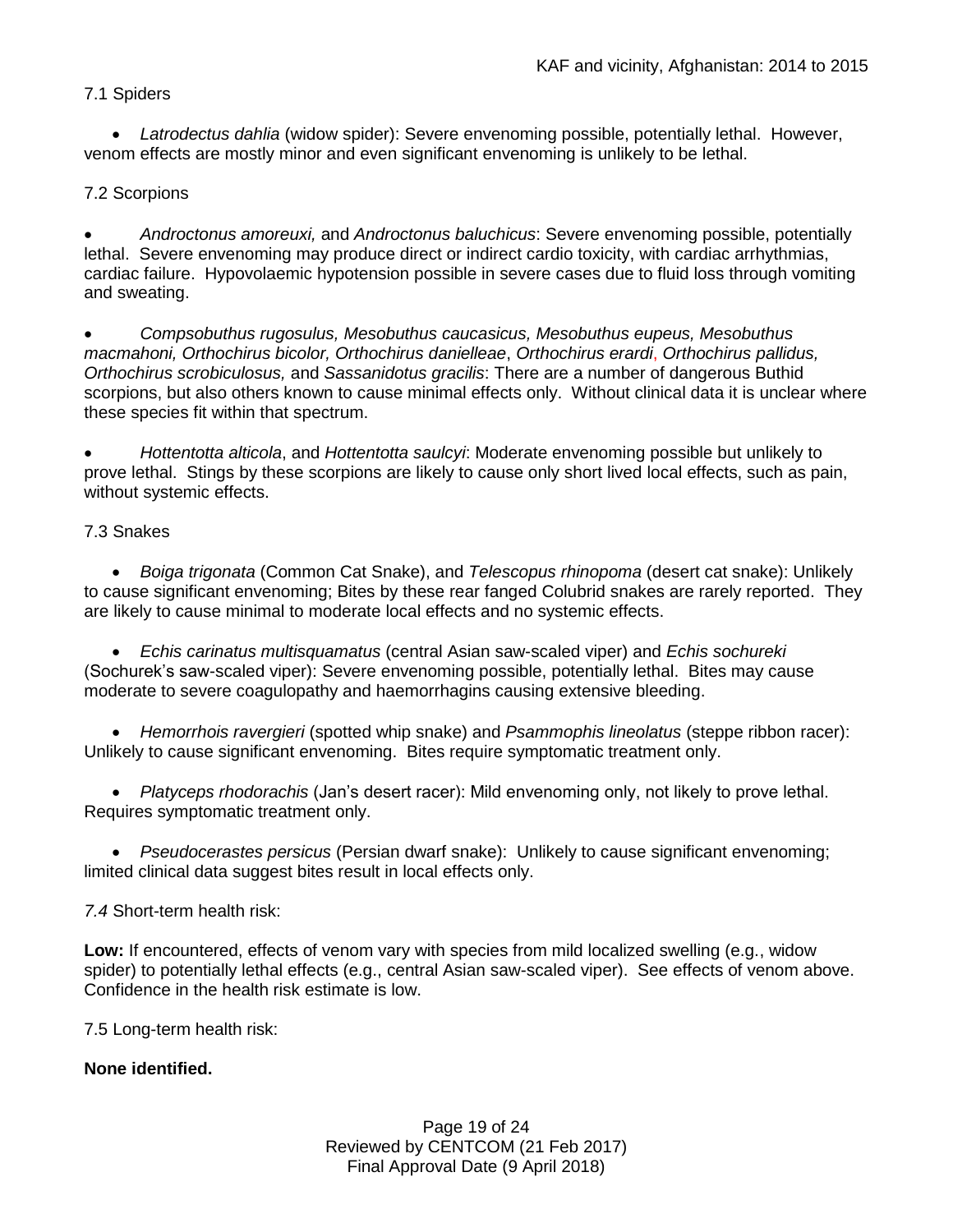7.1 Spiders

- *Latrodectus dahlia* (widow spider): Severe envenoming possible, potentially lethal. However, venom effects are mostly minor and even significant envenoming is unlikely to be lethal.

7.2 Scorpions

- *Androctonus amoreuxi,* and *Androctonus baluchicus*: Severe envenoming possible, potentially lethal. Severe envenoming may produce direct or indirect cardio toxicity, with cardiac arrhythmias, cardiac failure. Hypovolaemic hypotension possible in severe cases due to fluid loss through vomiting and sweating.

- *Compsobuthus rugosulus, Mesobuthus caucasicus, Mesobuthus eupeus, Mesobuthus macmahoni, Orthochirus bicolor, Orthochirus danielleae*, *Orthochirus erardi*, *Orthochirus pallidus, Orthochirus scrobiculosus,* and *Sassanidotus gracilis*: There are a number of dangerous Buthid scorpions, but also others known to cause minimal effects only. Without clinical data it is unclear where these species fit within that spectrum.

- *Hottentotta alticola*, and *Hottentotta saulcyi*: Moderate envenoming possible but unlikely to prove lethal. Stings by these scorpions are likely to cause only short lived local effects, such as pain, without systemic effects.

7.3 Snakes

- *Boiga trigonata* (Common Cat Snake), and *Telescopus rhinopoma* (desert cat snake): Unlikely to cause significant envenoming; Bites by these rear fanged Colubrid snakes are rarely reported. They are likely to cause minimal to moderate local effects and no systemic effects.

- *Echis carinatus multisquamatus* (central Asian saw-scaled viper) and *Echis sochureki* (Sochurek's saw-scaled viper): Severe envenoming possible, potentially lethal. Bites may cause moderate to severe coagulopathy and haemorrhagins causing extensive bleeding.

- *Hemorrhois ravergieri* (spotted whip snake) and *Psammophis lineolatus* (steppe ribbon racer): Unlikely to cause significant envenoming. Bites require symptomatic treatment only.

- *Platyceps rhodorachis* (Jan's desert racer): Mild envenoming only, not likely to prove lethal. Requires symptomatic treatment only.

- *Pseudocerastes persicus* (Persian dwarf snake): Unlikely to cause significant envenoming; limited clinical data suggest bites result in local effects only.

*7.4* Short-term health risk:

**Low:** If encountered, effects of venom vary with species from mild localized swelling (e.g., widow spider) to potentially lethal effects (e.g., central Asian saw-scaled viper). See effects of venom above. Confidence in the health risk estimate is low.

7.5 Long-term health risk:

**None identified.**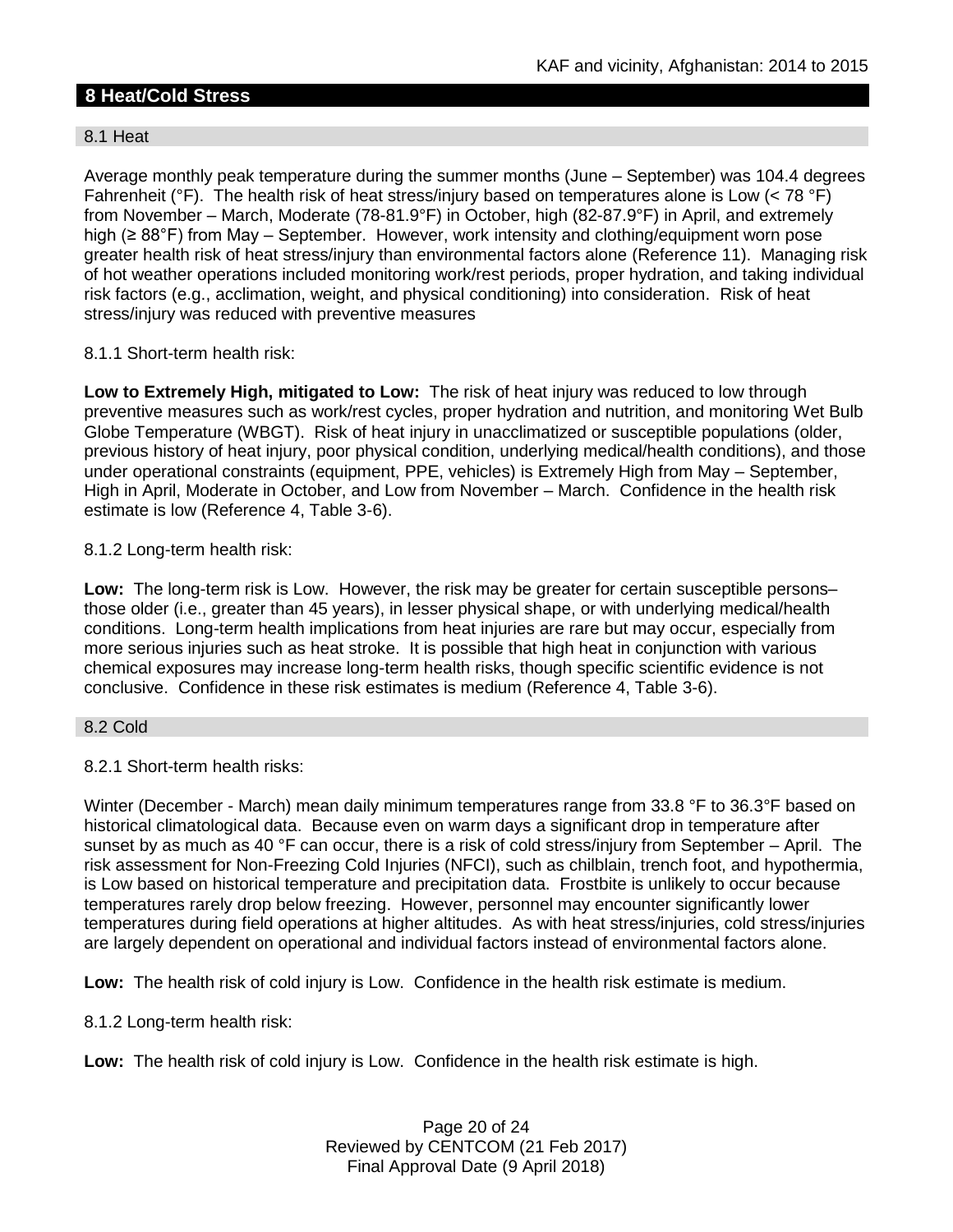## 8 Heat/Cold Stress

### 8.1 Heat

Average monthly peak temperature during the summer months (June – September) was 104.4 degrees Fahrenheit (°F). The health risk of heat stress/injury based on temperatures alone is Low (< 78 °F) from November – March, Moderate (78-81.9°F) in October, high (82-87.9°F) in April, and extremely high (≥ 88°F) from May – September. However, work intensity and clothing/equipment worn pose greater health risk of heat stress/injury than environmental factors alone (Reference 11). Managing risk of hot weather operations included monitoring work/rest periods, proper hydration, and taking individual risk factors (e.g., acclimation, weight, and physical conditioning) into consideration. Risk of heat stress/injury was reduced with preventive measures

8.1.1 Short-term health risk:

**Low to Extremely High, mitigated to Low:** The risk of heat injury was reduced to low through preventive measures such as work/rest cycles, proper hydration and nutrition, and monitoring Wet Bulb Globe Temperature (WBGT). Risk of heat injury in unacclimatized or susceptible populations (older, previous history of heat injury, poor physical condition, underlying medical/health conditions), and those under operational constraints (equipment, PPE, vehicles) is Extremely High from May – September, High in April, Moderate in October, and Low from November – March. Confidence in the health risk estimate is low (Reference 4, Table 3-6).

8.1.2 Long-term health risk:

**Low:** The long-term risk is Low. However, the risk may be greater for certain susceptible persons– those older (i.e., greater than 45 years), in lesser physical shape, or with underlying medical/health conditions. Long-term health implications from heat injuries are rare but may occur, especially from more serious injuries such as heat stroke. It is possible that high heat in conjunction with various chemical exposures may increase long-term health risks, though specific scientific evidence is not conclusive. Confidence in these risk estimates is medium (Reference 4, Table 3-6).

### 8.2 Cold

8.2.1 Short-term health risks:

Winter (December - March) mean daily minimum temperatures range from 33.8 °F to 36.3°F based on historical climatological data. Because even on warm days a significant drop in temperature after sunset by as much as 40 °F can occur, there is a risk of cold stress/injury from September – April. The risk assessment for Non-Freezing Cold Injuries (NFCI), such as chilblain, trench foot, and hypothermia, is Low based on historical temperature and precipitation data. Frostbite is unlikely to occur because temperatures rarely drop below freezing. However, personnel may encounter significantly lower temperatures during field operations at higher altitudes. As with heat stress/injuries, cold stress/injuries are largely dependent on operational and individual factors instead of environmental factors alone.

**Low:** The health risk of cold injury is Low. Confidence in the health risk estimate is medium.

8.1.2 Long-term health risk:

**Low:** The health risk of cold injury is Low. Confidence in the health risk estimate is high.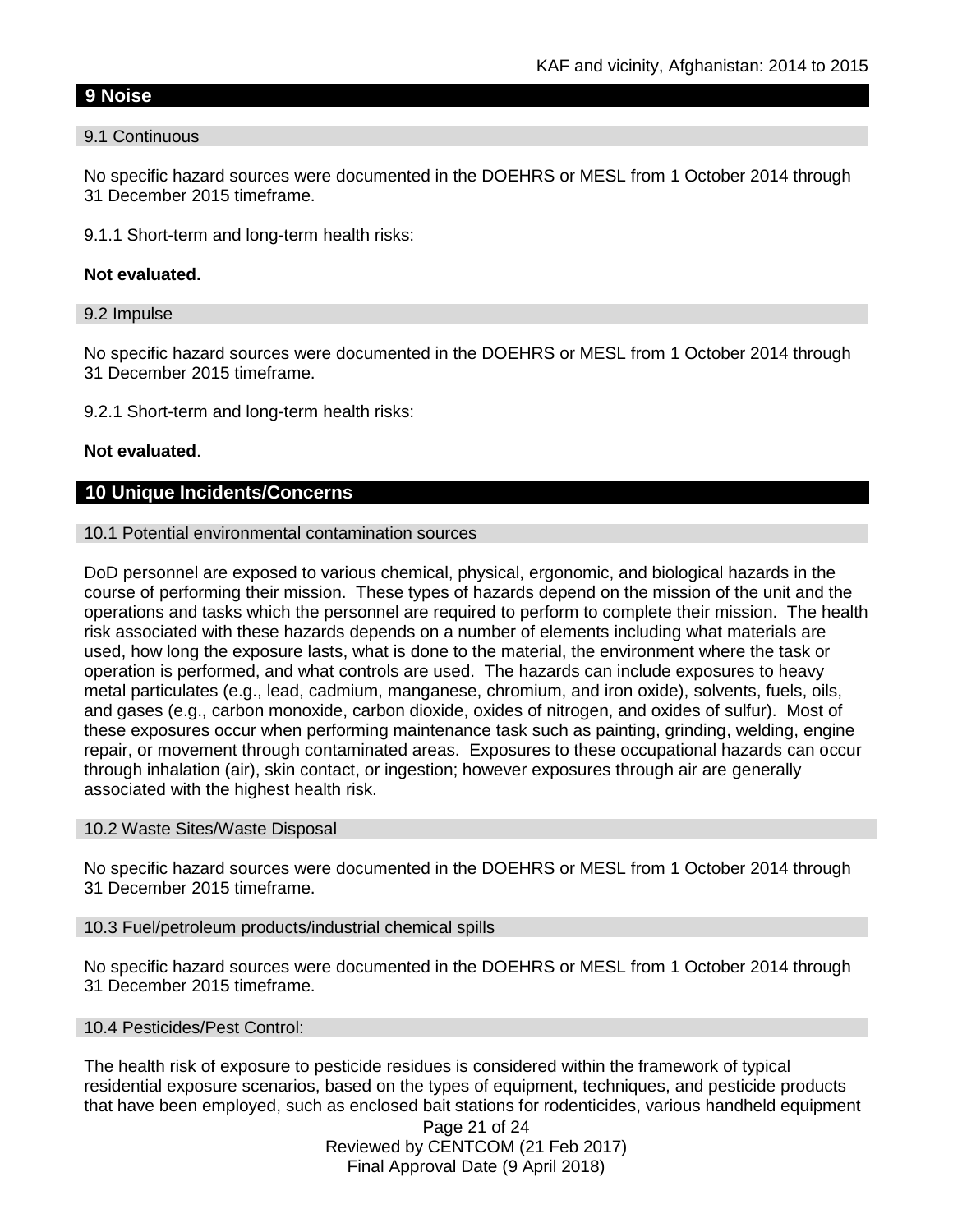## 9 Noise

### 9.1 Continuous

No specific hazard sources were documented in the DOEHRS or MESL from 1 October 2014 through 31 December 2015 timeframe.

9.1.1 Short-term and long-term health risks:

**Not evaluated.**

### 9.2 Impulse

No specific hazard sources were documented in the DOEHRS or MESL from 1 October 2014 through 31 December 2015 timeframe.

9.2.1 Short-term and long-term health risks:

**Not evaluated**.

## 10 Unique Incidents/Concerns

### 10.1 Potential environmental contamination sources

DoD personnel are exposed to various chemical, physical, ergonomic, and biological hazards in the course of performing their mission. These types of hazards depend on the mission of the unit and the operations and tasks which the personnel are required to perform to complete their mission. The health risk associated with these hazards depends on a number of elements including what materials are used, how long the exposure lasts, what is done to the material, the environment where the task or operation is performed, and what controls are used. The hazards can include exposures to heavy metal particulates (e.g., lead, cadmium, manganese, chromium, and iron oxide), solvents, fuels, oils, and gases (e.g., carbon monoxide, carbon dioxide, oxides of nitrogen, and oxides of sulfur). Most of these exposures occur when performing maintenance task such as painting, grinding, welding, engine repair, or movement through contaminated areas. Exposures to these occupational hazards can occur through inhalation (air), skin contact, or ingestion; however exposures through air are generally associated with the highest health risk.

### 10.2 Waste Sites/Waste Disposal

No specific hazard sources were documented in the DOEHRS or MESL from 1 October 2014 through 31 December 2015 timeframe.

### 10.3 Fuel/petroleum products/industrial chemical spills

No specific hazard sources were documented in the DOEHRS or MESL from 1 October 2014 through 31 December 2015 timeframe.

### 10.4 Pesticides/Pest Control:

The health risk of exposure to pesticide residues is considered within the framework of typical residential exposure scenarios, based on the types of equipment, techniques, and pesticide products that have been employed, such as enclosed bait stations for rodenticides, various handheld equipment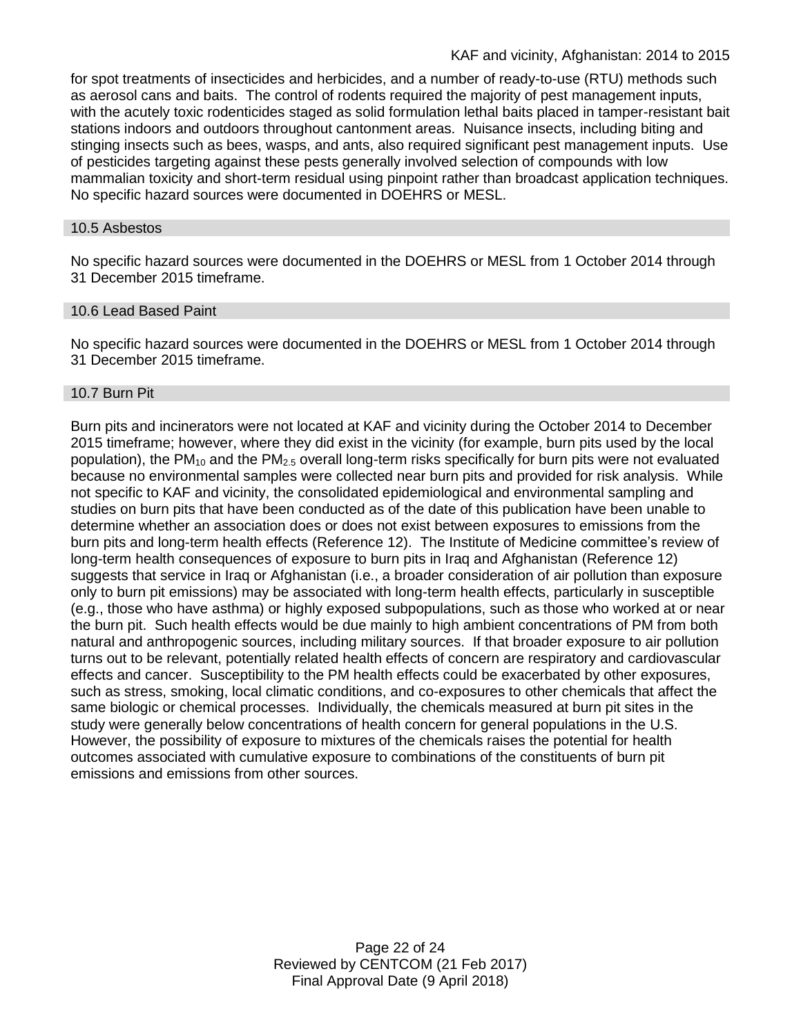for spot treatments of insecticides and herbicides, and a number of ready-to-use (RTU) methods such as aerosol cans and baits. The control of rodents required the majority of pest management inputs, with the acutely toxic rodenticides staged as solid formulation lethal baits placed in tamper-resistant bait stations indoors and outdoors throughout cantonment areas. Nuisance insects, including biting and stinging insects such as bees, wasps, and ants, also required significant pest management inputs. Use of pesticides targeting against these pests generally involved selection of compounds with low mammalian toxicity and short-term residual using pinpoint rather than broadcast application techniques. No specific hazard sources were documented in DOEHRS or MESL.

### 10.5 Asbestos

No specific hazard sources were documented in the DOEHRS or MESL from 1 October 2014 through 31 December 2015 timeframe.

### 10.6 Lead Based Paint

No specific hazard sources were documented in the DOEHRS or MESL from 1 October 2014 through 31 December 2015 timeframe.

### 10.7 Burn Pit

Burn pits and incinerators were not located at KAF and vicinity during the October 2014 to December 2015 timeframe; however, where they did exist in the vicinity (for example, burn pits used by the local population), the $PM_{10}$ and the $PM_{2.5}$ overall long-term risks specifically for burn pits were not evaluated because no environmental samples were collected near burn pits and provided for risk analysis. While not specific to KAF and vicinity, the consolidated epidemiological and environmental sampling and studies on burn pits that have been conducted as of the date of this publication have been unable to determine whether an association does or does not exist between exposures to emissions from the burn pits and long-term health effects (Reference 12). The Institute of Medicine committee's review of long-term health consequences of exposure to burn pits in Iraq and Afghanistan (Reference 12) suggests that service in Iraq or Afghanistan (i.e., a broader consideration of air pollution than exposure only to burn pit emissions) may be associated with long-term health effects, particularly in susceptible (e.g., those who have asthma) or highly exposed subpopulations, such as those who worked at or near the burn pit. Such health effects would be due mainly to high ambient concentrations of PM from both natural and anthropogenic sources, including military sources. If that broader exposure to air pollution turns out to be relevant, potentially related health effects of concern are respiratory and cardiovascular effects and cancer. Susceptibility to the PM health effects could be exacerbated by other exposures, such as stress, smoking, local climatic conditions, and co-exposures to other chemicals that affect the same biologic or chemical processes. Individually, the chemicals measured at burn pit sites in the study were generally below concentrations of health concern for general populations in the U.S. However, the possibility of exposure to mixtures of the chemicals raises the potential for health outcomes associated with cumulative exposure to combinations of the constituents of burn pit emissions and emissions from other sources.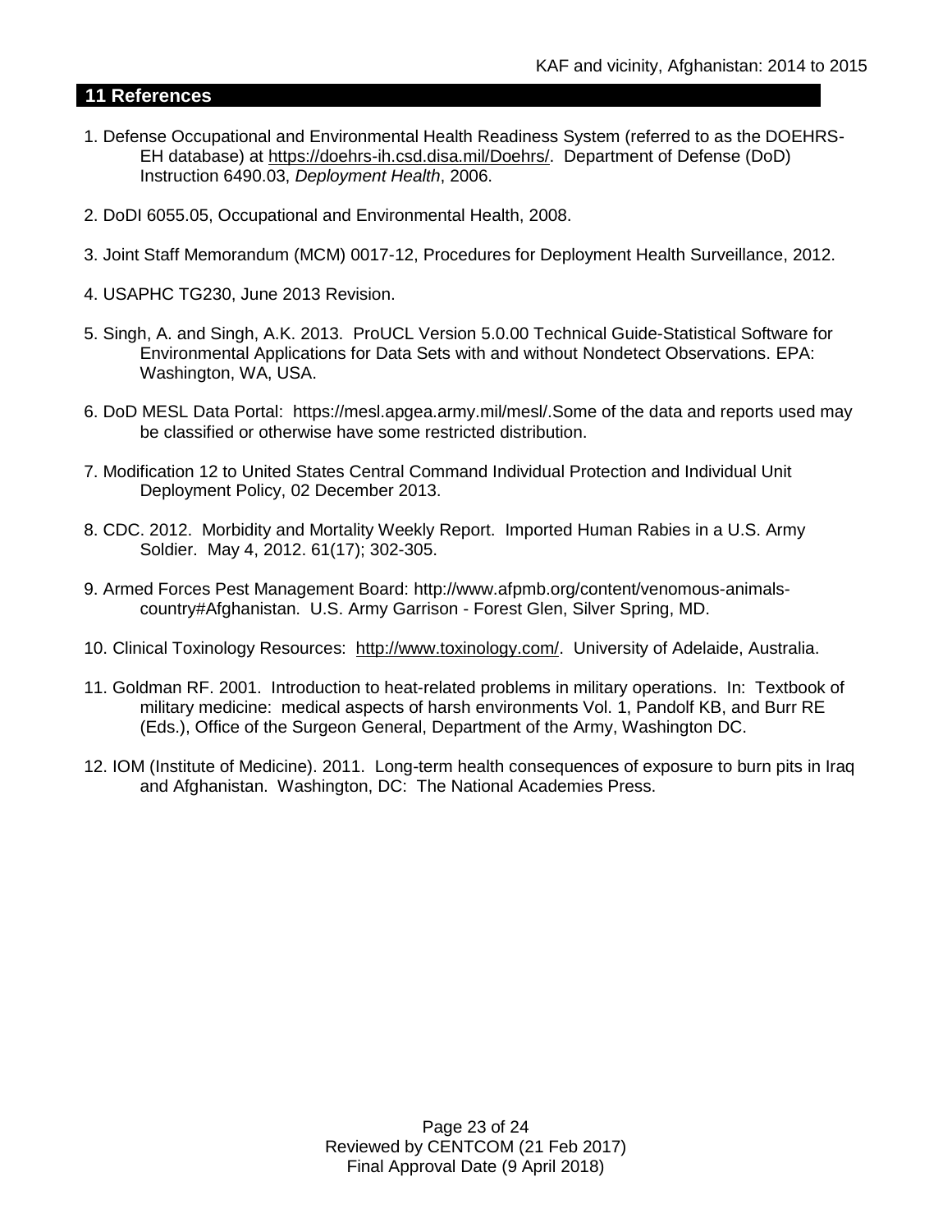## 11 References

1. Defense Occupational and Environmental Health Readiness System (referred to as the DOEHRS-EH database) at https://doehrs-ih.csd.disa.mil/Doehrs/. Department of Defense (DoD) Instruction 6490.03, *Deployment Health*, 2006.

2. DoDI 6055.05, Occupational and Environmental Health, 2008.

3. Joint Staff Memorandum (MCM) 0017-12, Procedures for Deployment Health Surveillance, 2012.

4. USAPHC TG230, June 2013 Revision.

5. Singh, A. and Singh, A.K. 2013. ProUCL Version 5.0.00 Technical Guide-Statistical Software for Environmental Applications for Data Sets with and without Nondetect Observations. EPA: Washington, WA, USA.

6. DoD MESL Data Portal: https://mesl.apgea.army.mil/mesl/.Some of the data and reports used may be classified or otherwise have some restricted distribution.

7. Modification 12 to United States Central Command Individual Protection and Individual Unit Deployment Policy, 02 December 2013.

8. CDC. 2012. Morbidity and Mortality Weekly Report. Imported Human Rabies in a U.S. Army Soldier. May 4, 2012. 61(17); 302-305.

9. Armed Forces Pest Management Board: http://www.afpmb.org/content/venomous-animals-country#Afghanistan. U.S. Army Garrison - Forest Glen, Silver Spring, MD.

10. Clinical Toxinology Resources: http://www.toxinology.com/. University of Adelaide, Australia.

11. Goldman RF. 2001. Introduction to heat-related problems in military operations. In: Textbook of military medicine: medical aspects of harsh environments Vol. 1, Pandolf KB, and Burr RE (Eds.), Office of the Surgeon General, Department of the Army, Washington DC.

12. IOM (Institute of Medicine). 2011. Long-term health consequences of exposure to burn pits in Iraq and Afghanistan. Washington, DC: The National Academies Press.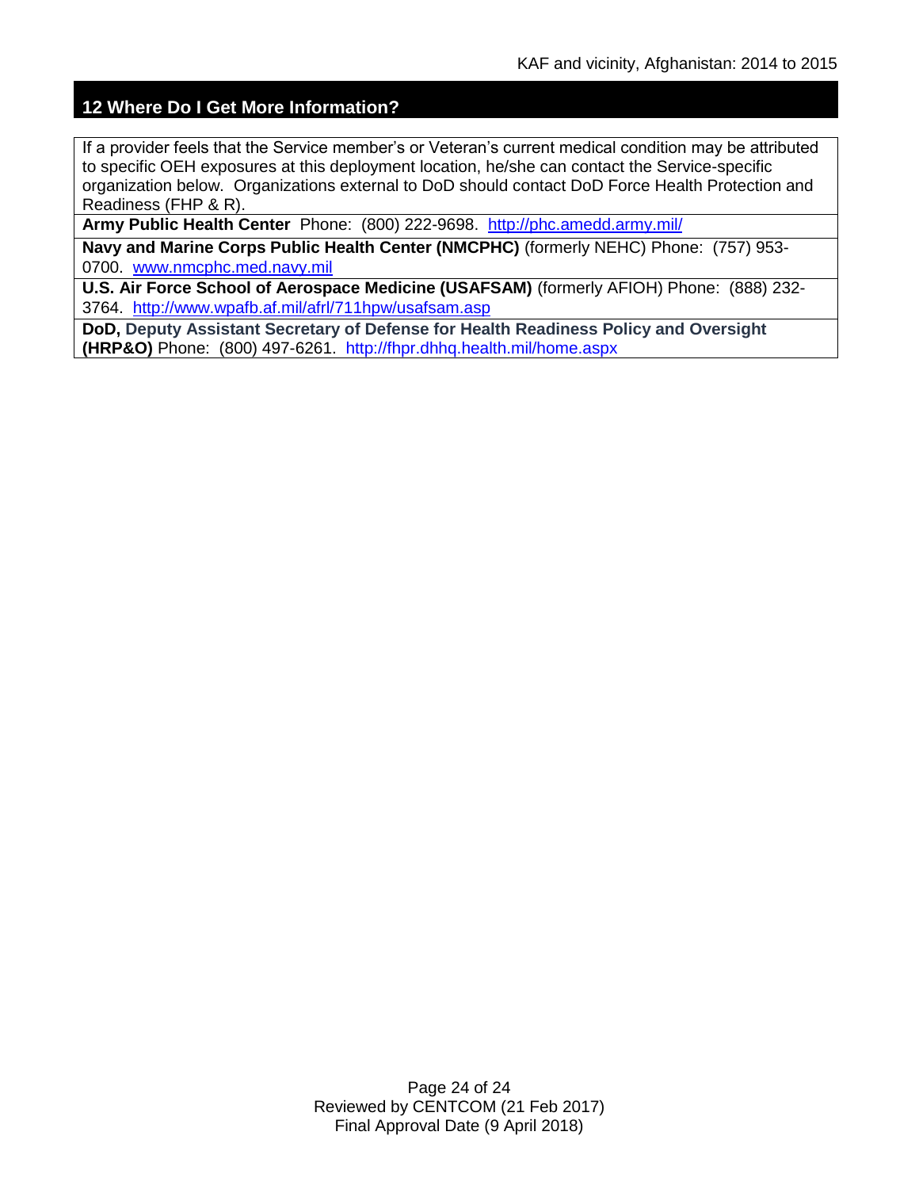## 12 Where Do I Get More Information?

If a provider feels that the Service member's or Veteran's current medical condition may be attributed to specific OEH exposures at this deployment location, he/she can contact the Service-specific organization below. Organizations external to DoD should contact DoD Force Health Protection and Readiness (FHP & R).

**Army Public Health Center** Phone: (800) 222-9698. http://phc.amedd.army.mil/

**Navy and Marine Corps Public Health Center (NMCPHC)** (formerly NEHC) Phone: (757) 953-0700. www.nmcphc.med.navy.mil

**U.S. Air Force School of Aerospace Medicine (USAFSAM)** (formerly AFIOH) Phone: (888) 232-3764. http://www.wpafb.af.mil/afrl/711hpw/usafsam.asp

**DoD, Deputy Assistant Secretary of Defense for Health Readiness Policy and Oversight (HRP&O)** Phone: (800) 497-6261. http://fhpr.dhhq.health.mil/home.aspx

Reviewed by CENTCOM (21 Feb 2017)
Final Approval Date (9 April 2018)